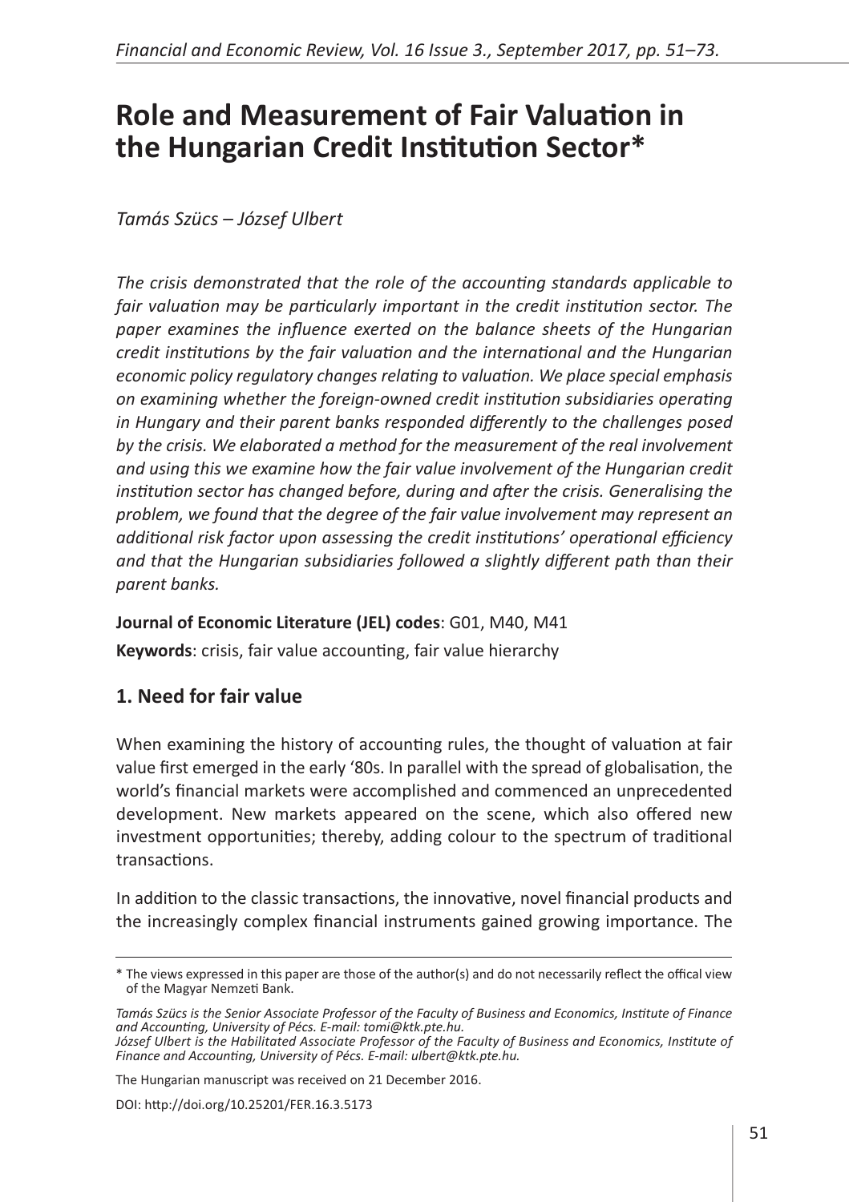# Role and Measurement of Fair Valuation in the Hungarian Credit Institution Sector*

*Tamás Szücs – József Ulbert*

*The crisis demonstrated that the role of the accounting standards applicable to fair valuation may be particularly important in the credit institution sector. The paper examines the influence exerted on the balance sheets of the Hungarian credit institutions by the fair valuation and the international and the Hungarian economic policy regulatory changes relating to valuation. We place special emphasis on examining whether the foreign-owned credit institution subsidiaries operating in Hungary and their parent banks responded differently to the challenges posed by the crisis. We elaborated a method for the measurement of the real involvement and using this we examine how the fair value involvement of the Hungarian credit institution sector has changed before, during and after the crisis. Generalising the problem, we found that the degree of the fair value involvement may represent an additional risk factor upon assessing the credit institutions' operational efficiency and that the Hungarian subsidiaries followed a slightly different path than their parent banks.*

**Journal of Economic Literature (JEL) codes**: G01, M40, M41

**Keywords**: crisis, fair value accounting, fair value hierarchy

## 1. Need for fair value

When examining the history of accounting rules, the thought of valuation at fair value first emerged in the early '80s. In parallel with the spread of globalisation, the world's financial markets were accomplished and commenced an unprecedented development. New markets appeared on the scene, which also offered new investment opportunities; thereby, adding colour to the spectrum of traditional transactions.

In addition to the classic transactions, the innovative, novel financial products and the increasingly complex financial instruments gained growing importance. The

---

\* The views expressed in this paper are those of the author(s) and do not necessarily reflect the offical view of the Magyar Nemzeti Bank.

*Tamás Szücs is the Senior Associate Professor of the Faculty of Business and Economics, Institute of Finance and Accounting, University of Pécs. E-mail: tomi@ktk.pte.hu.*
*József Ulbert is the Habilitated Associate Professor of the Faculty of Business and Economics, Institute of Finance and Accounting, University of Pécs. E-mail: ulbert@ktk.pte.hu.*

The Hungarian manuscript was received on 21 December 2016.

DOI: http://doi.org/10.25201/FER.16.3.5173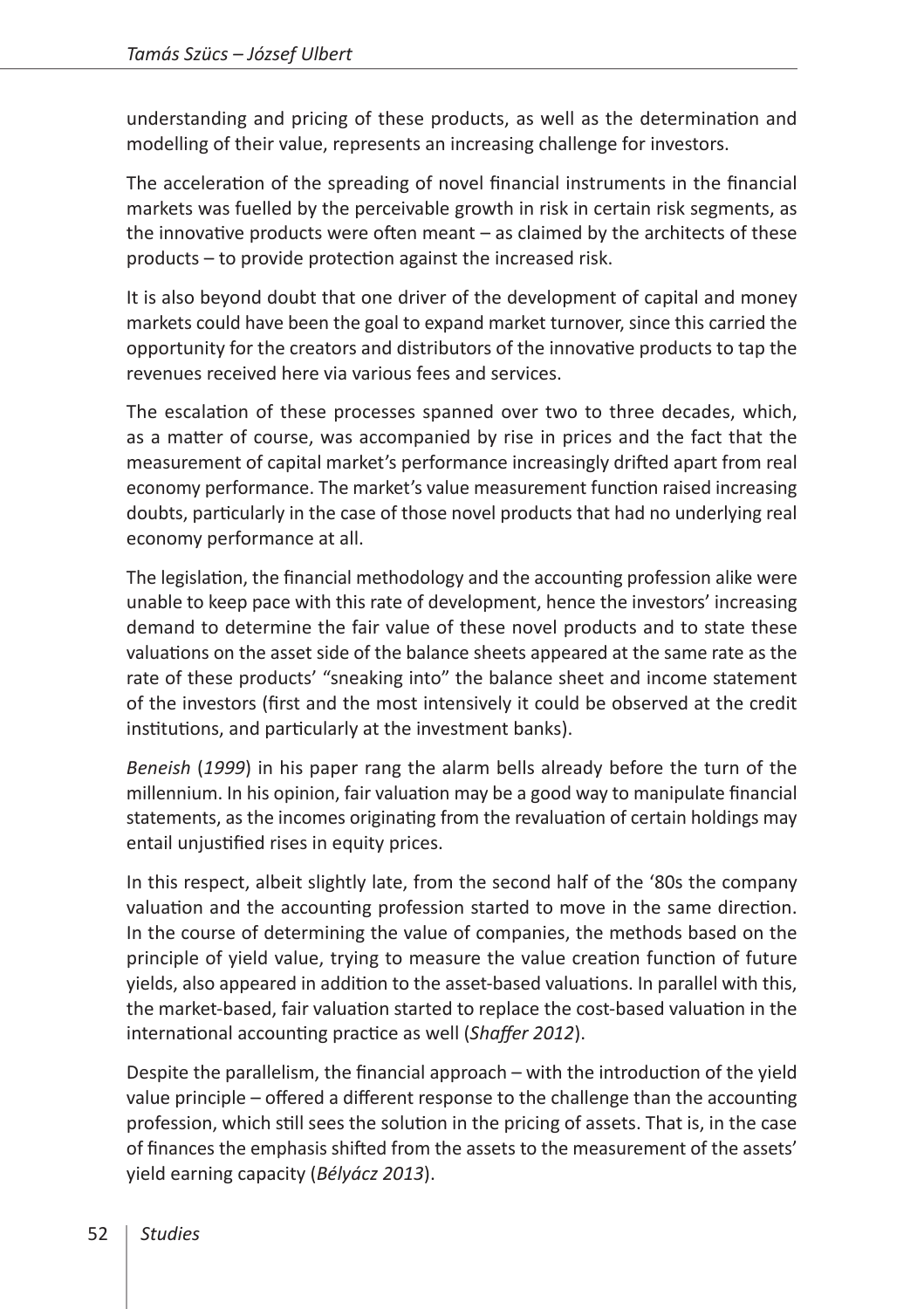understanding and pricing of these products, as well as the determination and modelling of their value, represents an increasing challenge for investors.

The acceleration of the spreading of novel financial instruments in the financial markets was fuelled by the perceivable growth in risk in certain risk segments, as the innovative products were often meant – as claimed by the architects of these products – to provide protection against the increased risk.

It is also beyond doubt that one driver of the development of capital and money markets could have been the goal to expand market turnover, since this carried the opportunity for the creators and distributors of the innovative products to tap the revenues received here via various fees and services.

The escalation of these processes spanned over two to three decades, which, as a matter of course, was accompanied by rise in prices and the fact that the measurement of capital market's performance increasingly drifted apart from real economy performance. The market's value measurement function raised increasing doubts, particularly in the case of those novel products that had no underlying real economy performance at all.

The legislation, the financial methodology and the accounting profession alike were unable to keep pace with this rate of development, hence the investors' increasing demand to determine the fair value of these novel products and to state these valuations on the asset side of the balance sheets appeared at the same rate as the rate of these products' "sneaking into" the balance sheet and income statement of the investors (first and the most intensively it could be observed at the credit institutions, and particularly at the investment banks).

*Beneish* (*1999*) in his paper rang the alarm bells already before the turn of the millennium. In his opinion, fair valuation may be a good way to manipulate financial statements, as the incomes originating from the revaluation of certain holdings may entail unjustified rises in equity prices.

In this respect, albeit slightly late, from the second half of the '80s the company valuation and the accounting profession started to move in the same direction. In the course of determining the value of companies, the methods based on the principle of yield value, trying to measure the value creation function of future yields, also appeared in addition to the asset-based valuations. In parallel with this, the market-based, fair valuation started to replace the cost-based valuation in the international accounting practice as well (*Shaffer 2012*).

Despite the parallelism, the financial approach – with the introduction of the yield value principle – offered a different response to the challenge than the accounting profession, which still sees the solution in the pricing of assets. That is, in the case of finances the emphasis shifted from the assets to the measurement of the assets' yield earning capacity (*Bélyácz 2013*).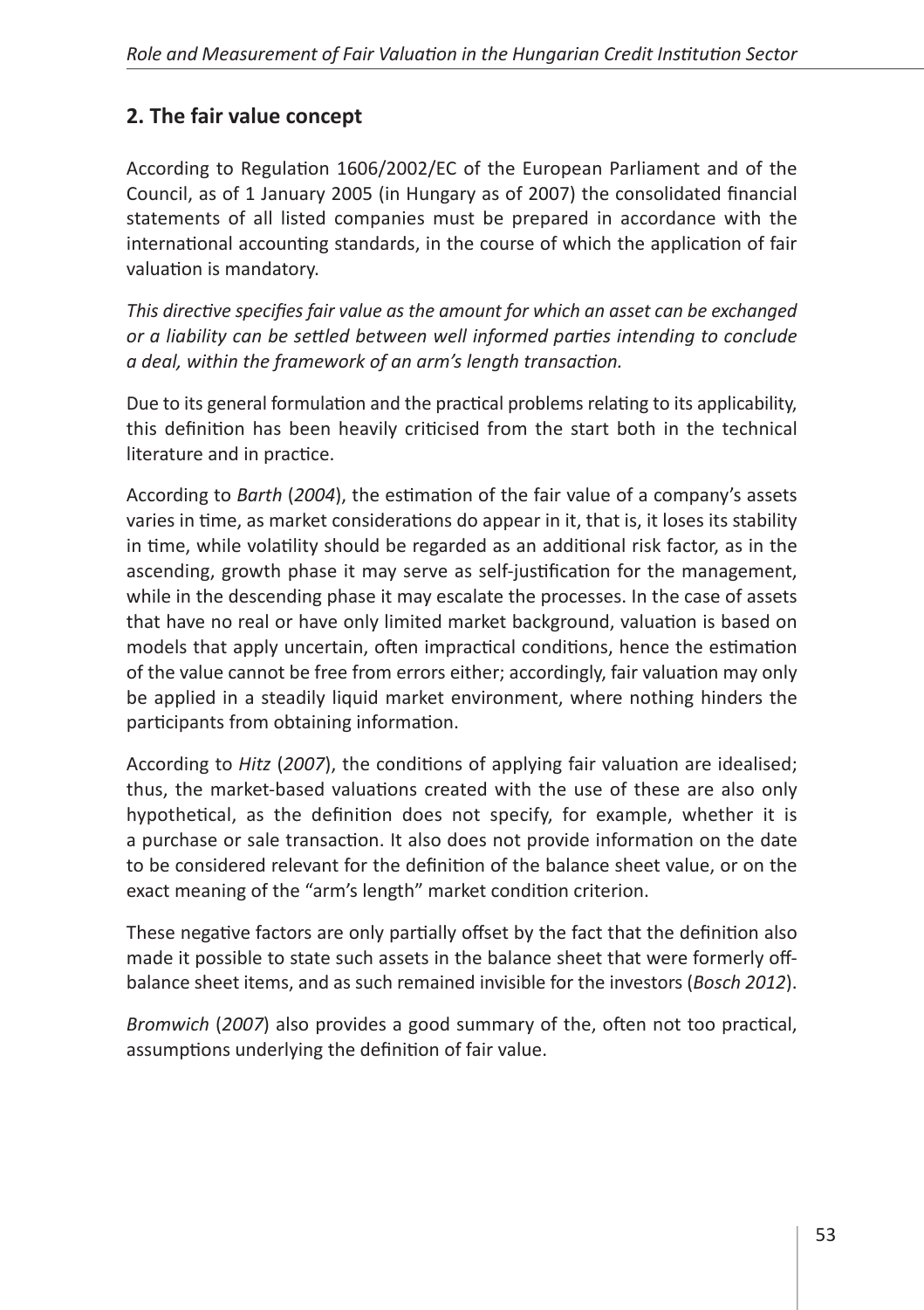## 2. The fair value concept

According to Regulation 1606/2002/EC of the European Parliament and of the Council, as of 1 January 2005 (in Hungary as of 2007) the consolidated financial statements of all listed companies must be prepared in accordance with the international accounting standards, in the course of which the application of fair valuation is mandatory.

*This directive specifies fair value as the amount for which an asset can be exchanged or a liability can be settled between well informed parties intending to conclude a deal, within the framework of an arm's length transaction.*

Due to its general formulation and the practical problems relating to its applicability, this definition has been heavily criticised from the start both in the technical literature and in practice.

According to *Barth* (*2004*), the estimation of the fair value of a company's assets varies in time, as market considerations do appear in it, that is, it loses its stability in time, while volatility should be regarded as an additional risk factor, as in the ascending, growth phase it may serve as self-justification for the management, while in the descending phase it may escalate the processes. In the case of assets that have no real or have only limited market background, valuation is based on models that apply uncertain, often impractical conditions, hence the estimation of the value cannot be free from errors either; accordingly, fair valuation may only be applied in a steadily liquid market environment, where nothing hinders the participants from obtaining information.

According to *Hitz* (*2007*), the conditions of applying fair valuation are idealised; thus, the market-based valuations created with the use of these are also only hypothetical, as the definition does not specify, for example, whether it is a purchase or sale transaction. It also does not provide information on the date to be considered relevant for the definition of the balance sheet value, or on the exact meaning of the "arm's length" market condition criterion.

These negative factors are only partially offset by the fact that the definition also made it possible to state such assets in the balance sheet that were formerly off-balance sheet items, and as such remained invisible for the investors (*Bosch 2012*).

*Bromwich* (*2007*) also provides a good summary of the, often not too practical, assumptions underlying the definition of fair value.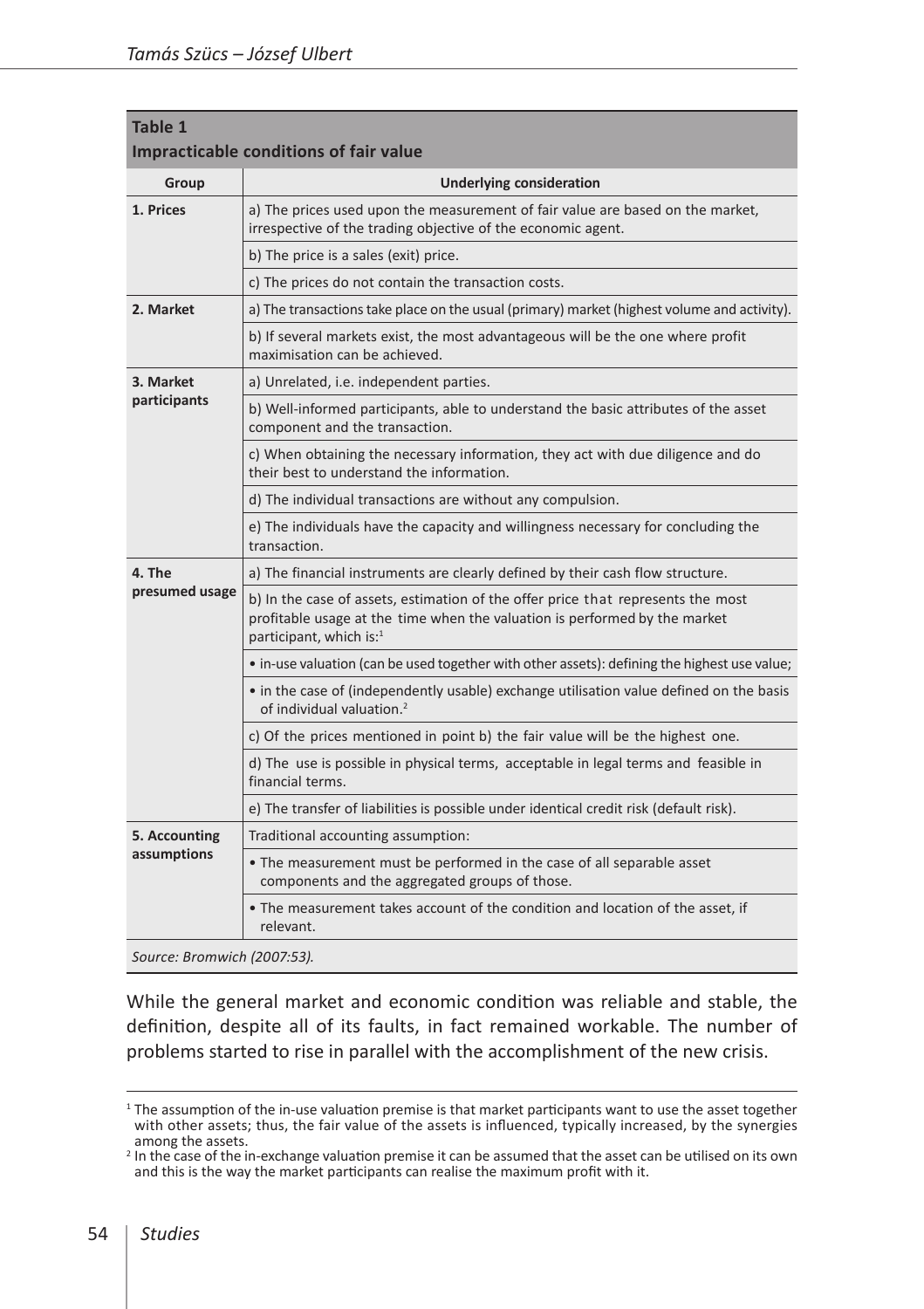**Table 1**
**Impracticable conditions of fair value**

| Group | Underlying consideration |
|---|---|
| **1. Prices** | a) The prices used upon the measurement of fair value are based on the market, irrespective of the trading objective of the economic agent. |
| | b) The price is a sales (exit) price. |
| | c) The prices do not contain the transaction costs. |
| **2. Market** | a) The transactions take place on the usual (primary) market (highest volume and activity). |
| | b) If several markets exist, the most advantageous will be the one where profit maximisation can be achieved. |
| **3. Market participants** | a) Unrelated, i.e. independent parties. |
| | b) Well-informed participants, able to understand the basic attributes of the asset component and the transaction. |
| | c) When obtaining the necessary information, they act with due diligence and do their best to understand the information. |
| | d) The individual transactions are without any compulsion. |
| | e) The individuals have the capacity and willingness necessary for concluding the transaction. |
| **4. The presumed usage** | a) The financial instruments are clearly defined by their cash flow structure. |
| | b) In the case of assets, estimation of the offer price that represents the most profitable usage at the time when the valuation is performed by the market participant, which is:[1] |
| | • in-use valuation (can be used together with other assets): defining the highest use value; |
| | • in the case of (independently usable) exchange utilisation value defined on the basis of individual valuation.[2] |
| | c) Of the prices mentioned in point b) the fair value will be the highest one. |
| | d) The use is possible in physical terms, acceptable in legal terms and feasible in financial terms. |
| | e) The transfer of liabilities is possible under identical credit risk (default risk). |
| **5. Accounting assumptions** | Traditional accounting assumption: |
| | • The measurement must be performed in the case of all separable asset components and the aggregated groups of those. |
| | • The measurement takes account of the condition and location of the asset, if relevant. |

*Source: Bromwich (2007:53).*

While the general market and economic condition was reliable and stable, the definition, despite all of its faults, in fact remained workable. The number of problems started to rise in parallel with the accomplishment of the new crisis.

[1] The assumption of the in-use valuation premise is that market participants want to use the asset together with other assets; thus, the fair value of the assets is influenced, typically increased, by the synergies among the assets.

[2] In the case of the in-exchange valuation premise it can be assumed that the asset can be utilised on its own and this is the way the market participants can realise the maximum profit with it.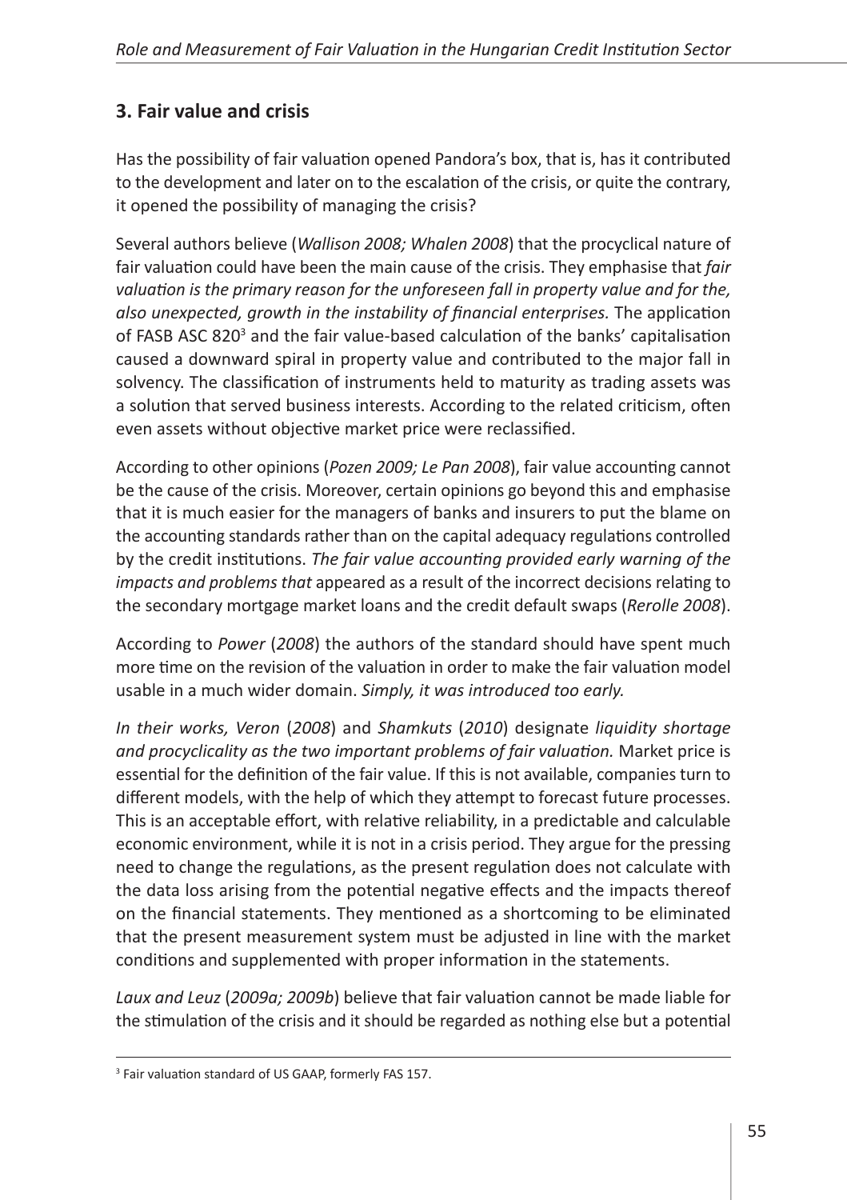## 3. Fair value and crisis

Has the possibility of fair valuation opened Pandora's box, that is, has it contributed to the development and later on to the escalation of the crisis, or quite the contrary, it opened the possibility of managing the crisis?

Several authors believe (*Wallison 2008; Whalen 2008*) that the procyclical nature of fair valuation could have been the main cause of the crisis. They emphasise that *fair valuation is the primary reason for the unforeseen fall in property value and for the, also unexpected, growth in the instability of financial enterprises.* The application of FASB ASC 820[3] and the fair value-based calculation of the banks' capitalisation caused a downward spiral in property value and contributed to the major fall in solvency. The classification of instruments held to maturity as trading assets was a solution that served business interests. According to the related criticism, often even assets without objective market price were reclassified.

According to other opinions (*Pozen 2009; Le Pan 2008*), fair value accounting cannot be the cause of the crisis. Moreover, certain opinions go beyond this and emphasise that it is much easier for the managers of banks and insurers to put the blame on the accounting standards rather than on the capital adequacy regulations controlled by the credit institutions. *The fair value accounting provided early warning of the impacts and problems that* appeared as a result of the incorrect decisions relating to the secondary mortgage market loans and the credit default swaps (*Rerolle 2008*).

According to *Power* (*2008*) the authors of the standard should have spent much more time on the revision of the valuation in order to make the fair valuation model usable in a much wider domain. *Simply, it was introduced too early.*

*In their works, Veron* (*2008*) and *Shamkuts* (*2010*) designate *liquidity shortage and procyclicality as the two important problems of fair valuation.* Market price is essential for the definition of the fair value. If this is not available, companies turn to different models, with the help of which they attempt to forecast future processes. This is an acceptable effort, with relative reliability, in a predictable and calculable economic environment, while it is not in a crisis period. They argue for the pressing need to change the regulations, as the present regulation does not calculate with the data loss arising from the potential negative effects and the impacts thereof on the financial statements. They mentioned as a shortcoming to be eliminated that the present measurement system must be adjusted in line with the market conditions and supplemented with proper information in the statements.

*Laux and Leuz* (*2009a; 2009b*) believe that fair valuation cannot be made liable for the stimulation of the crisis and it should be regarded as nothing else but a potential

---

[3] Fair valuation standard of US GAAP, formerly FAS 157.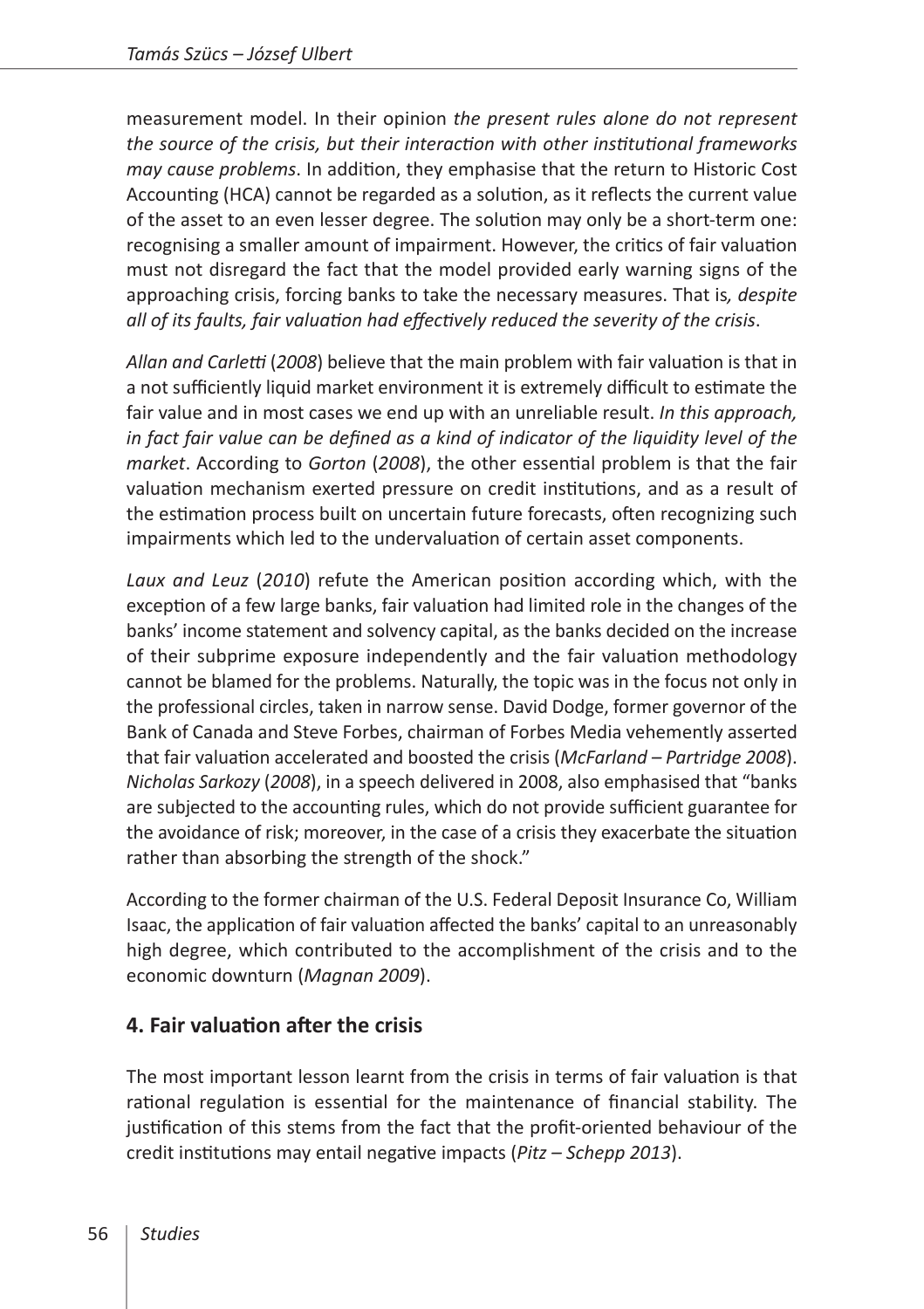measurement model. In their opinion *the present rules alone do not represent the source of the crisis, but their interaction with other institutional frameworks may cause problems*. In addition, they emphasise that the return to Historic Cost Accounting (HCA) cannot be regarded as a solution, as it reflects the current value of the asset to an even lesser degree. The solution may only be a short-term one: recognising a smaller amount of impairment. However, the critics of fair valuation must not disregard the fact that the model provided early warning signs of the approaching crisis, forcing banks to take the necessary measures. That is*, despite all of its faults, fair valuation had effectively reduced the severity of the crisis*.

*Allan and Carletti* (*2008*) believe that the main problem with fair valuation is that in a not sufficiently liquid market environment it is extremely difficult to estimate the fair value and in most cases we end up with an unreliable result. *In this approach, in fact fair value can be defined as a kind of indicator of the liquidity level of the market*. According to *Gorton* (*2008*), the other essential problem is that the fair valuation mechanism exerted pressure on credit institutions, and as a result of the estimation process built on uncertain future forecasts, often recognizing such impairments which led to the undervaluation of certain asset components.

*Laux and Leuz* (*2010*) refute the American position according which, with the exception of a few large banks, fair valuation had limited role in the changes of the banks' income statement and solvency capital, as the banks decided on the increase of their subprime exposure independently and the fair valuation methodology cannot be blamed for the problems. Naturally, the topic was in the focus not only in the professional circles, taken in narrow sense. David Dodge, former governor of the Bank of Canada and Steve Forbes, chairman of Forbes Media vehemently asserted that fair valuation accelerated and boosted the crisis (*McFarland – Partridge 2008*). *Nicholas Sarkozy* (*2008*), in a speech delivered in 2008, also emphasised that "banks are subjected to the accounting rules, which do not provide sufficient guarantee for the avoidance of risk; moreover, in the case of a crisis they exacerbate the situation rather than absorbing the strength of the shock."

According to the former chairman of the U.S. Federal Deposit Insurance Co, William Isaac, the application of fair valuation affected the banks' capital to an unreasonably high degree, which contributed to the accomplishment of the crisis and to the economic downturn (*Magnan 2009*).

## 4. Fair valuation after the crisis

The most important lesson learnt from the crisis in terms of fair valuation is that rational regulation is essential for the maintenance of financial stability. The justification of this stems from the fact that the profit-oriented behaviour of the credit institutions may entail negative impacts (*Pitz – Schepp 2013*).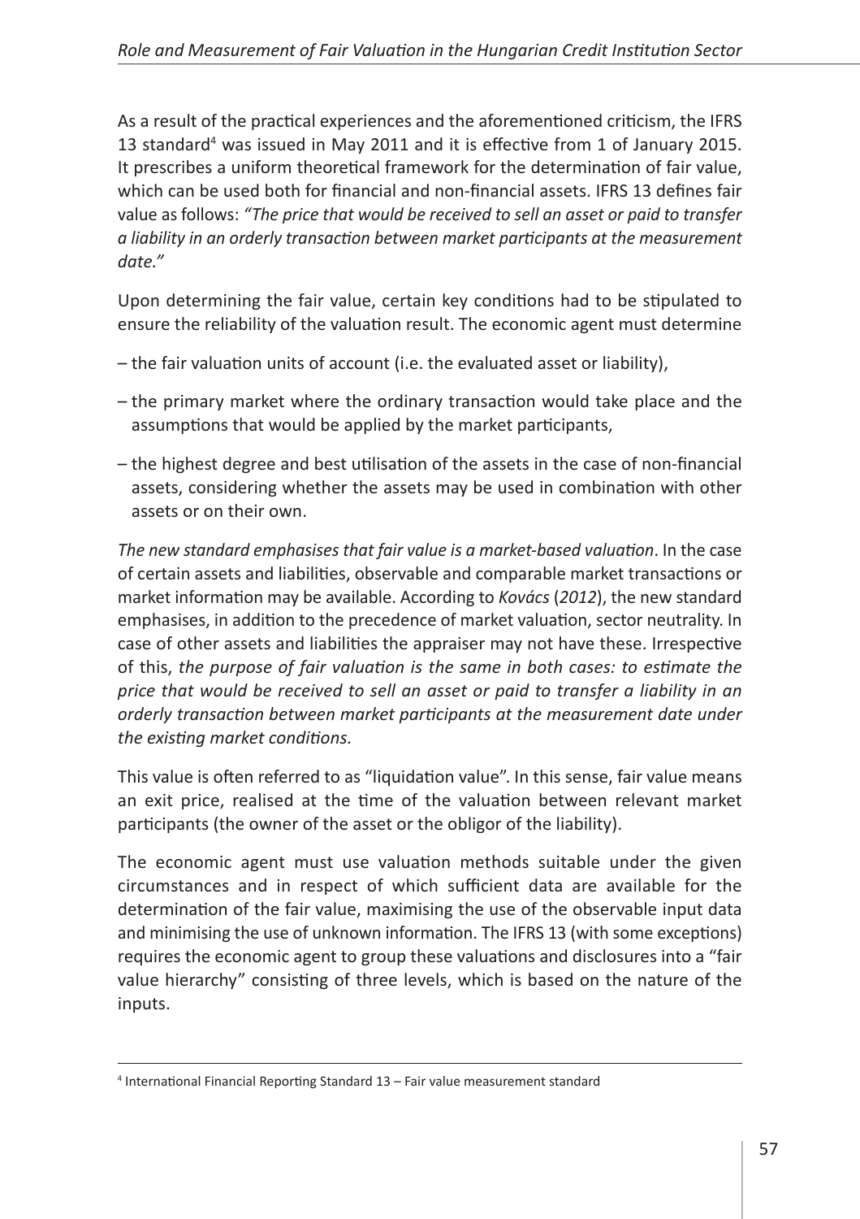As a result of the practical experiences and the aforementioned criticism, the IFRS 13 standard[4] was issued in May 2011 and it is effective from 1 of January 2015. It prescribes a uniform theoretical framework for the determination of fair value, which can be used both for financial and non-financial assets. IFRS 13 defines fair value as follows: *"The price that would be received to sell an asset or paid to transfer a liability in an orderly transaction between market participants at the measurement date."*

Upon determining the fair value, certain key conditions had to be stipulated to ensure the reliability of the valuation result. The economic agent must determine

– the fair valuation units of account (i.e. the evaluated asset or liability),

– the primary market where the ordinary transaction would take place and the assumptions that would be applied by the market participants,

– the highest degree and best utilisation of the assets in the case of non-financial assets, considering whether the assets may be used in combination with other assets or on their own.

*The new standard emphasises that fair value is a market-based valuation*. In the case of certain assets and liabilities, observable and comparable market transactions or market information may be available. According to *Kovács* (*2012*), the new standard emphasises, in addition to the precedence of market valuation, sector neutrality. In case of other assets and liabilities the appraiser may not have these. Irrespective of this, *the purpose of fair valuation is the same in both cases: to estimate the price that would be received to sell an asset or paid to transfer a liability in an orderly transaction between market participants at the measurement date under the existing market conditions.*

This value is often referred to as "liquidation value". In this sense, fair value means an exit price, realised at the time of the valuation between relevant market participants (the owner of the asset or the obligor of the liability).

The economic agent must use valuation methods suitable under the given circumstances and in respect of which sufficient data are available for the determination of the fair value, maximising the use of the observable input data and minimising the use of unknown information. The IFRS 13 (with some exceptions) requires the economic agent to group these valuations and disclosures into a "fair value hierarchy" consisting of three levels, which is based on the nature of the inputs.

---

[4] International Financial Reporting Standard 13 – Fair value measurement standard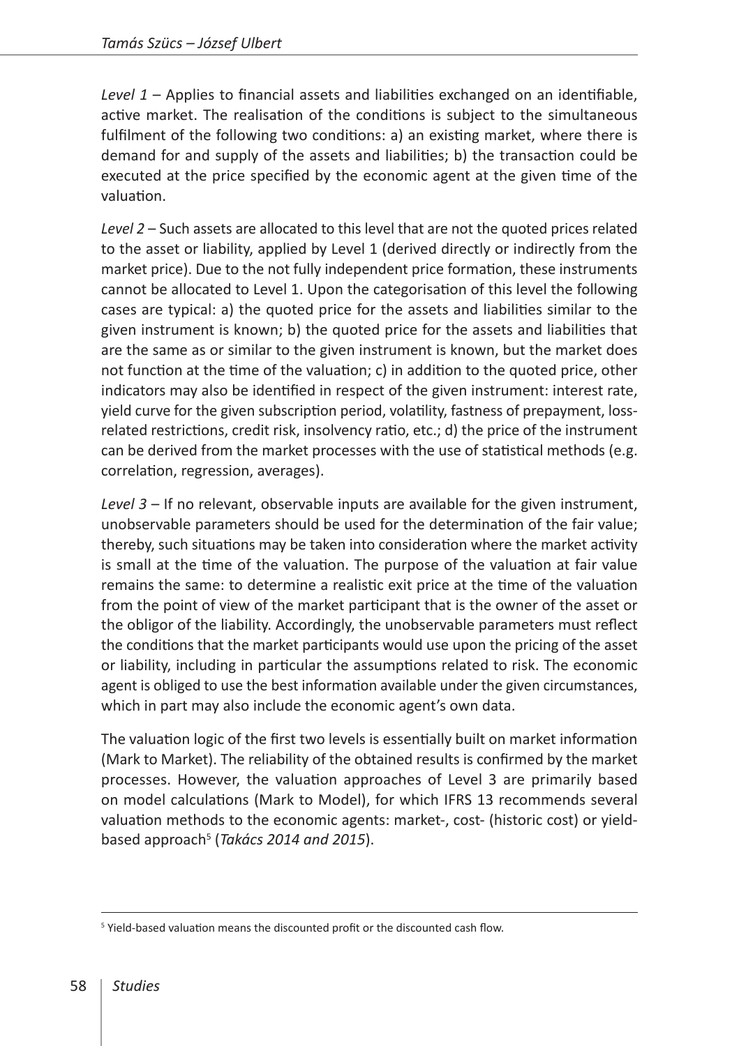*Level 1* – Applies to financial assets and liabilities exchanged on an identifiable, active market. The realisation of the conditions is subject to the simultaneous fulfilment of the following two conditions: a) an existing market, where there is demand for and supply of the assets and liabilities; b) the transaction could be executed at the price specified by the economic agent at the given time of the valuation.

*Level 2* – Such assets are allocated to this level that are not the quoted prices related to the asset or liability, applied by Level 1 (derived directly or indirectly from the market price). Due to the not fully independent price formation, these instruments cannot be allocated to Level 1. Upon the categorisation of this level the following cases are typical: a) the quoted price for the assets and liabilities similar to the given instrument is known; b) the quoted price for the assets and liabilities that are the same as or similar to the given instrument is known, but the market does not function at the time of the valuation; c) in addition to the quoted price, other indicators may also be identified in respect of the given instrument: interest rate, yield curve for the given subscription period, volatility, fastness of prepayment, loss-related restrictions, credit risk, insolvency ratio, etc.; d) the price of the instrument can be derived from the market processes with the use of statistical methods (e.g. correlation, regression, averages).

*Level 3* – If no relevant, observable inputs are available for the given instrument, unobservable parameters should be used for the determination of the fair value; thereby, such situations may be taken into consideration where the market activity is small at the time of the valuation. The purpose of the valuation at fair value remains the same: to determine a realistic exit price at the time of the valuation from the point of view of the market participant that is the owner of the asset or the obligor of the liability. Accordingly, the unobservable parameters must reflect the conditions that the market participants would use upon the pricing of the asset or liability, including in particular the assumptions related to risk. The economic agent is obliged to use the best information available under the given circumstances, which in part may also include the economic agent's own data.

The valuation logic of the first two levels is essentially built on market information (Mark to Market). The reliability of the obtained results is confirmed by the market processes. However, the valuation approaches of Level 3 are primarily based on model calculations (Mark to Model), for which IFRS 13 recommends several valuation methods to the economic agents: market-, cost- (historic cost) or yield-based approach[5] (*Takács 2014 and 2015*).

---

[5] Yield-based valuation means the discounted profit or the discounted cash flow.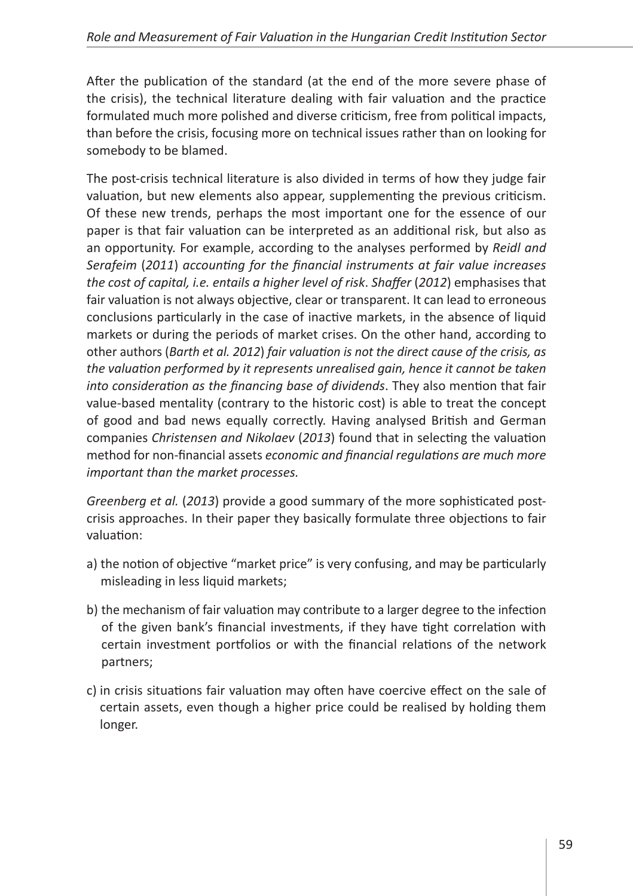After the publication of the standard (at the end of the more severe phase of the crisis), the technical literature dealing with fair valuation and the practice formulated much more polished and diverse criticism, free from political impacts, than before the crisis, focusing more on technical issues rather than on looking for somebody to be blamed.

The post-crisis technical literature is also divided in terms of how they judge fair valuation, but new elements also appear, supplementing the previous criticism. Of these new trends, perhaps the most important one for the essence of our paper is that fair valuation can be interpreted as an additional risk, but also as an opportunity. For example, according to the analyses performed by *Reidl and Serafeim* (*2011*) *accounting for the financial instruments at fair value increases the cost of capital, i.e. entails a higher level of risk*. *Shaffer* (*2012*) emphasises that fair valuation is not always objective, clear or transparent. It can lead to erroneous conclusions particularly in the case of inactive markets, in the absence of liquid markets or during the periods of market crises. On the other hand, according to other authors (*Barth et al. 2012*) *fair valuation is not the direct cause of the crisis, as the valuation performed by it represents unrealised gain, hence it cannot be taken into consideration as the financing base of dividends*. They also mention that fair value-based mentality (contrary to the historic cost) is able to treat the concept of good and bad news equally correctly. Having analysed British and German companies *Christensen and Nikolaev* (*2013*) found that in selecting the valuation method for non-financial assets *economic and financial regulations are much more important than the market processes.*

*Greenberg et al.* (*2013*) provide a good summary of the more sophisticated post-crisis approaches. In their paper they basically formulate three objections to fair valuation:

a) the notion of objective "market price" is very confusing, and may be particularly misleading in less liquid markets;

b) the mechanism of fair valuation may contribute to a larger degree to the infection of the given bank's financial investments, if they have tight correlation with certain investment portfolios or with the financial relations of the network partners;

c) in crisis situations fair valuation may often have coercive effect on the sale of certain assets, even though a higher price could be realised by holding them longer.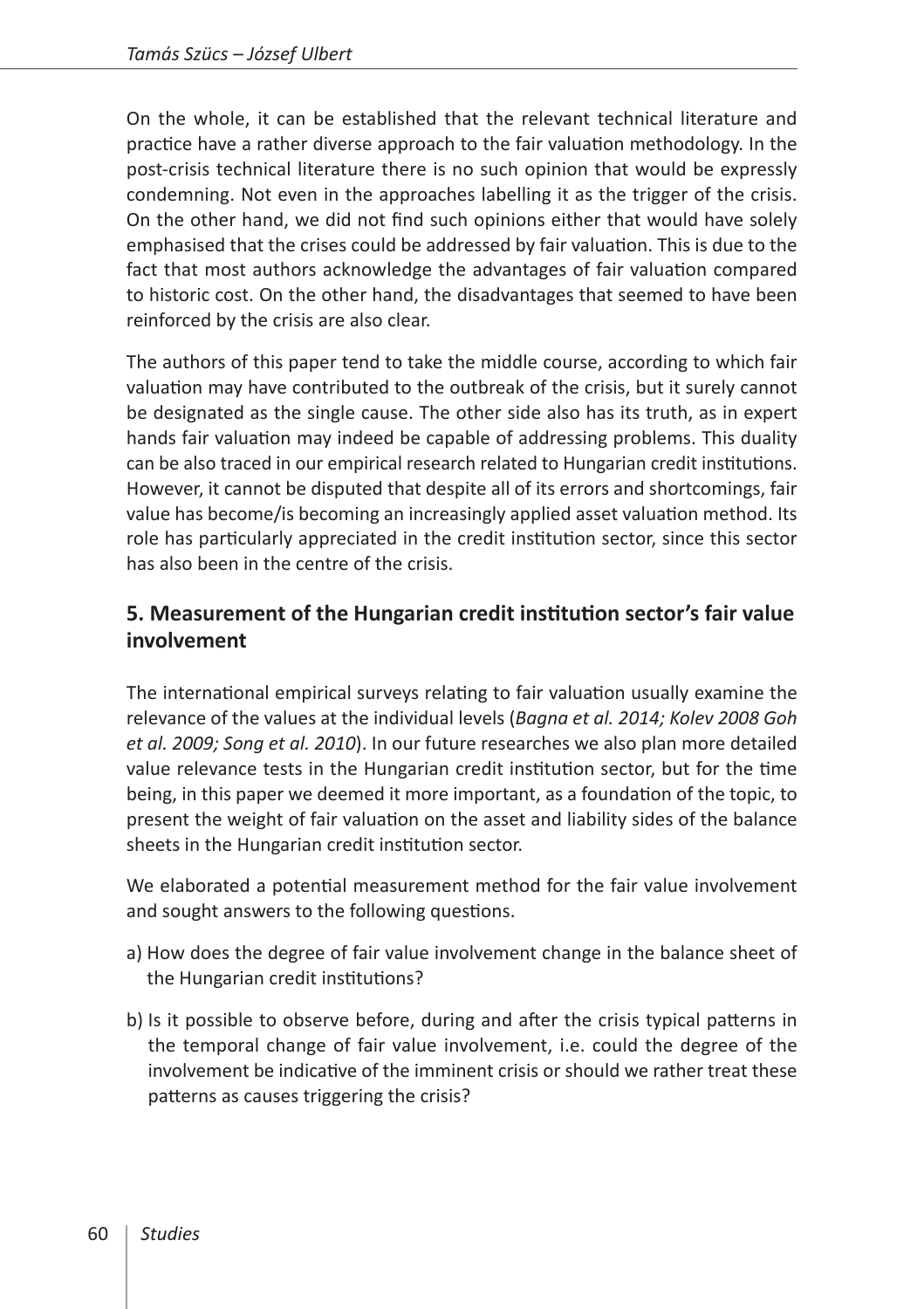On the whole, it can be established that the relevant technical literature and practice have a rather diverse approach to the fair valuation methodology. In the post-crisis technical literature there is no such opinion that would be expressly condemning. Not even in the approaches labelling it as the trigger of the crisis. On the other hand, we did not find such opinions either that would have solely emphasised that the crises could be addressed by fair valuation. This is due to the fact that most authors acknowledge the advantages of fair valuation compared to historic cost. On the other hand, the disadvantages that seemed to have been reinforced by the crisis are also clear.

The authors of this paper tend to take the middle course, according to which fair valuation may have contributed to the outbreak of the crisis, but it surely cannot be designated as the single cause. The other side also has its truth, as in expert hands fair valuation may indeed be capable of addressing problems. This duality can be also traced in our empirical research related to Hungarian credit institutions. However, it cannot be disputed that despite all of its errors and shortcomings, fair value has become/is becoming an increasingly applied asset valuation method. Its role has particularly appreciated in the credit institution sector, since this sector has also been in the centre of the crisis.

## 5. Measurement of the Hungarian credit institution sector's fair value involvement

The international empirical surveys relating to fair valuation usually examine the relevance of the values at the individual levels (*Bagna et al. 2014; Kolev 2008 Goh et al. 2009; Song et al. 2010*). In our future researches we also plan more detailed value relevance tests in the Hungarian credit institution sector, but for the time being, in this paper we deemed it more important, as a foundation of the topic, to present the weight of fair valuation on the asset and liability sides of the balance sheets in the Hungarian credit institution sector.

We elaborated a potential measurement method for the fair value involvement and sought answers to the following questions.

a) How does the degree of fair value involvement change in the balance sheet of the Hungarian credit institutions?

b) Is it possible to observe before, during and after the crisis typical patterns in the temporal change of fair value involvement, i.e. could the degree of the involvement be indicative of the imminent crisis or should we rather treat these patterns as causes triggering the crisis?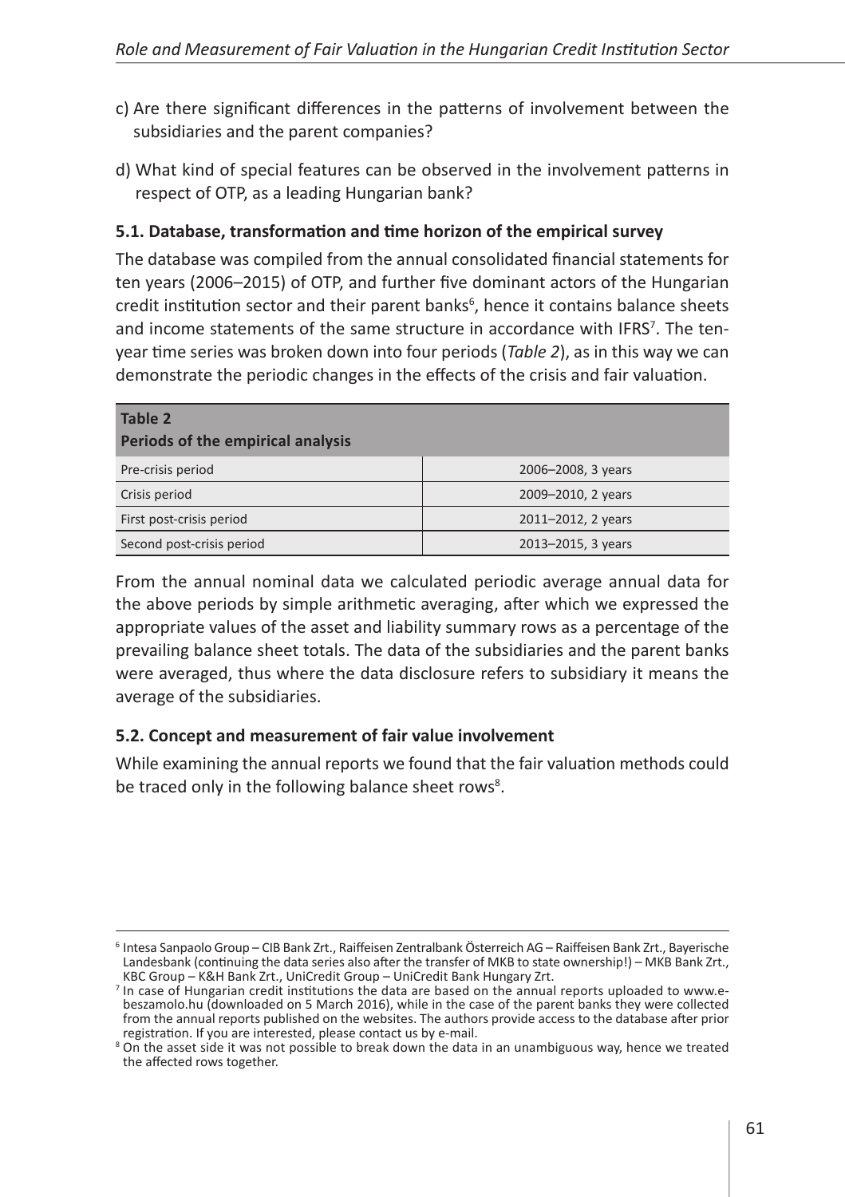c) Are there significant differences in the patterns of involvement between the subsidiaries and the parent companies?

d) What kind of special features can be observed in the involvement patterns in respect of OTP, as a leading Hungarian bank?

### 5.1. Database, transformation and time horizon of the empirical survey

The database was compiled from the annual consolidated financial statements for ten years (2006–2015) of OTP, and further five dominant actors of the Hungarian credit institution sector and their parent banks[6], hence it contains balance sheets and income statements of the same structure in accordance with IFRS[7]. The ten-year time series was broken down into four periods (*Table 2*), as in this way we can demonstrate the periodic changes in the effects of the crisis and fair valuation.

**Table 2**
**Periods of the empirical analysis**

| Period | Years |
|---|---|
| Pre-crisis period | 2006–2008, 3 years |
| Crisis period | 2009–2010, 2 years |
| First post-crisis period | 2011–2012, 2 years |
| Second post-crisis period | 2013–2015, 3 years |

From the annual nominal data we calculated periodic average annual data for the above periods by simple arithmetic averaging, after which we expressed the appropriate values of the asset and liability summary rows as a percentage of the prevailing balance sheet totals. The data of the subsidiaries and the parent banks were averaged, thus where the data disclosure refers to subsidiary it means the average of the subsidiaries.

### 5.2. Concept and measurement of fair value involvement

While examining the annual reports we found that the fair valuation methods could be traced only in the following balance sheet rows[8].

---

[6] Intesa Sanpaolo Group – CIB Bank Zrt., Raiffeisen Zentralbank Österreich AG – Raiffeisen Bank Zrt., Bayerische Landesbank (continuing the data series also after the transfer of MKB to state ownership!) – MKB Bank Zrt., KBC Group – K&H Bank Zrt., UniCredit Group – UniCredit Bank Hungary Zrt.

[7] In case of Hungarian credit institutions the data are based on the annual reports uploaded to www.e-beszamolo.hu (downloaded on 5 March 2016), while in the case of the parent banks they were collected from the annual reports published on the websites. The authors provide access to the database after prior registration. If you are interested, please contact us by e-mail.

[8] On the asset side it was not possible to break down the data in an unambiguous way, hence we treated the affected rows together.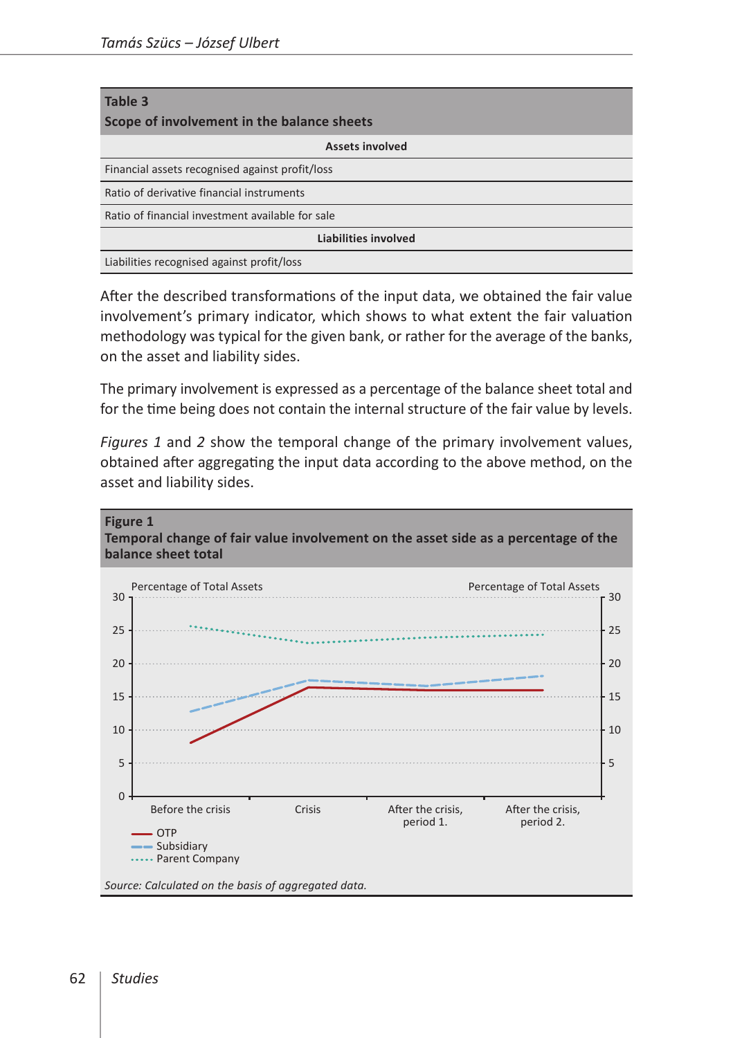**Table 3**
**Scope of involvement in the balance sheets**

| Assets involved |
|---|
| Financial assets recognised against profit/loss |
| Ratio of derivative financial instruments |
| Ratio of financial investment available for sale |
| **Liabilities involved** |
| Liabilities recognised against profit/loss |

After the described transformations of the input data, we obtained the fair value involvement's primary indicator, which shows to what extent the fair valuation methodology was typical for the given bank, or rather for the average of the banks, on the asset and liability sides.

The primary involvement is expressed as a percentage of the balance sheet total and for the time being does not contain the internal structure of the fair value by levels.

*Figures 1* and *2* show the temporal change of the primary involvement values, obtained after aggregating the input data according to the above method, on the asset and liability sides.

**Figure 1**
**Temporal change of fair value involvement on the asset side as a percentage of the balance sheet total**

*Source: Calculated on the basis of aggregated data.*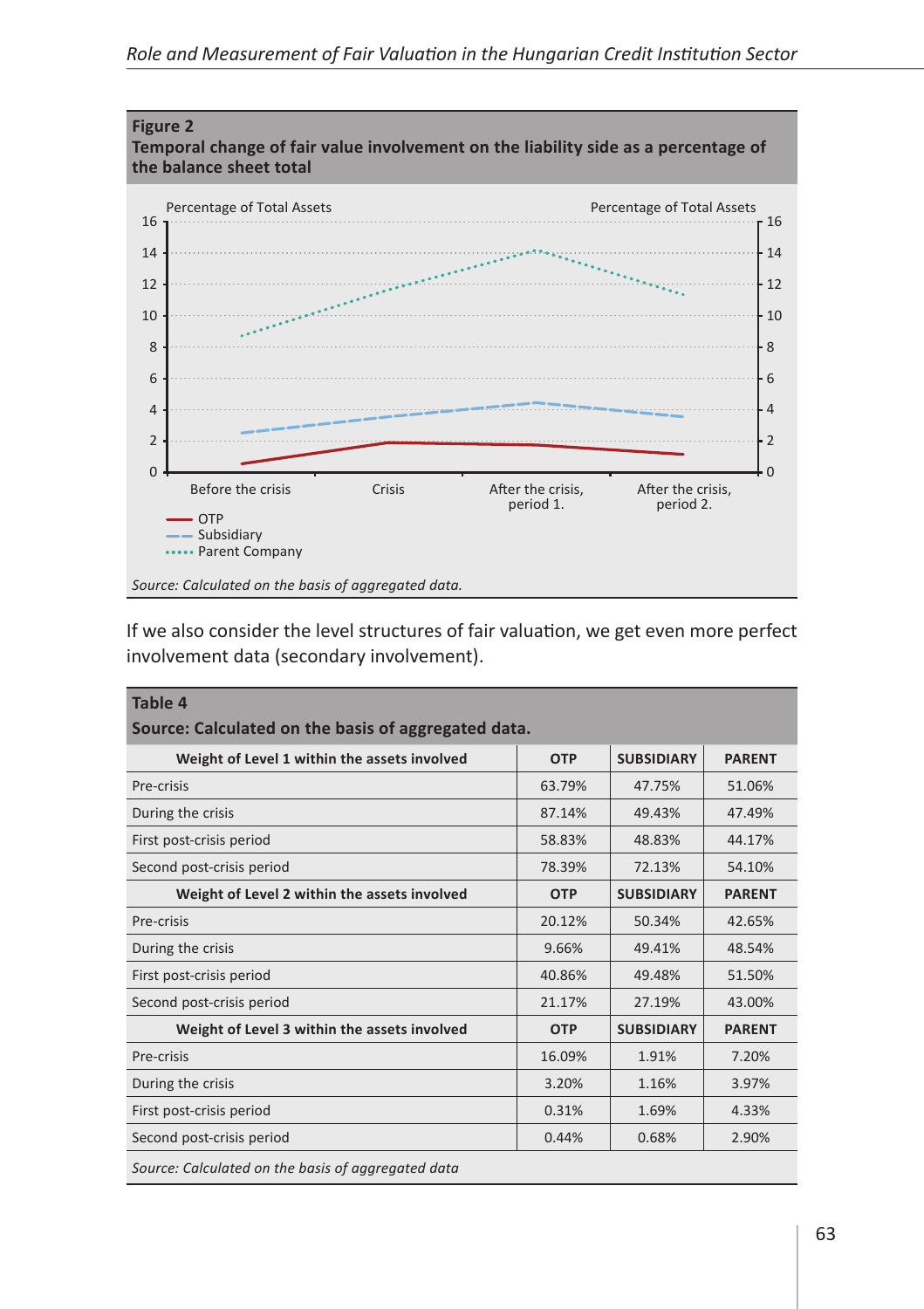**Figure 2**
**Temporal change of fair value involvement on the liability side as a percentage of the balance sheet total**

Percentage of Total Assets

Before the crisis | Crisis | After the crisis, period 1. | After the crisis, period 2.

OTP
Subsidiary
Parent Company

*Source: Calculated on the basis of aggregated data.*

If we also consider the level structures of fair valuation, we get even more perfect involvement data (secondary involvement).

**Table 4**
**Source: Calculated on the basis of aggregated data.**

| Weight of Level 1 within the assets involved | OTP | SUBSIDIARY | PARENT |
|---|---|---|---|
| Pre-crisis | 63.79% | 47.75% | 51.06% |
| During the crisis | 87.14% | 49.43% | 47.49% |
| First post-crisis period | 58.83% | 48.83% | 44.17% |
| Second post-crisis period | 78.39% | 72.13% | 54.10% |
| **Weight of Level 2 within the assets involved** | **OTP** | **SUBSIDIARY** | **PARENT** |
| Pre-crisis | 20.12% | 50.34% | 42.65% |
| During the crisis | 9.66% | 49.41% | 48.54% |
| First post-crisis period | 40.86% | 49.48% | 51.50% |
| Second post-crisis period | 21.17% | 27.19% | 43.00% |
| **Weight of Level 3 within the assets involved** | **OTP** | **SUBSIDIARY** | **PARENT** |
| Pre-crisis | 16.09% | 1.91% | 7.20% |
| During the crisis | 3.20% | 1.16% | 3.97% |
| First post-crisis period | 0.31% | 1.69% | 4.33% |
| Second post-crisis period | 0.44% | 0.68% | 2.90% |

*Source: Calculated on the basis of aggregated data*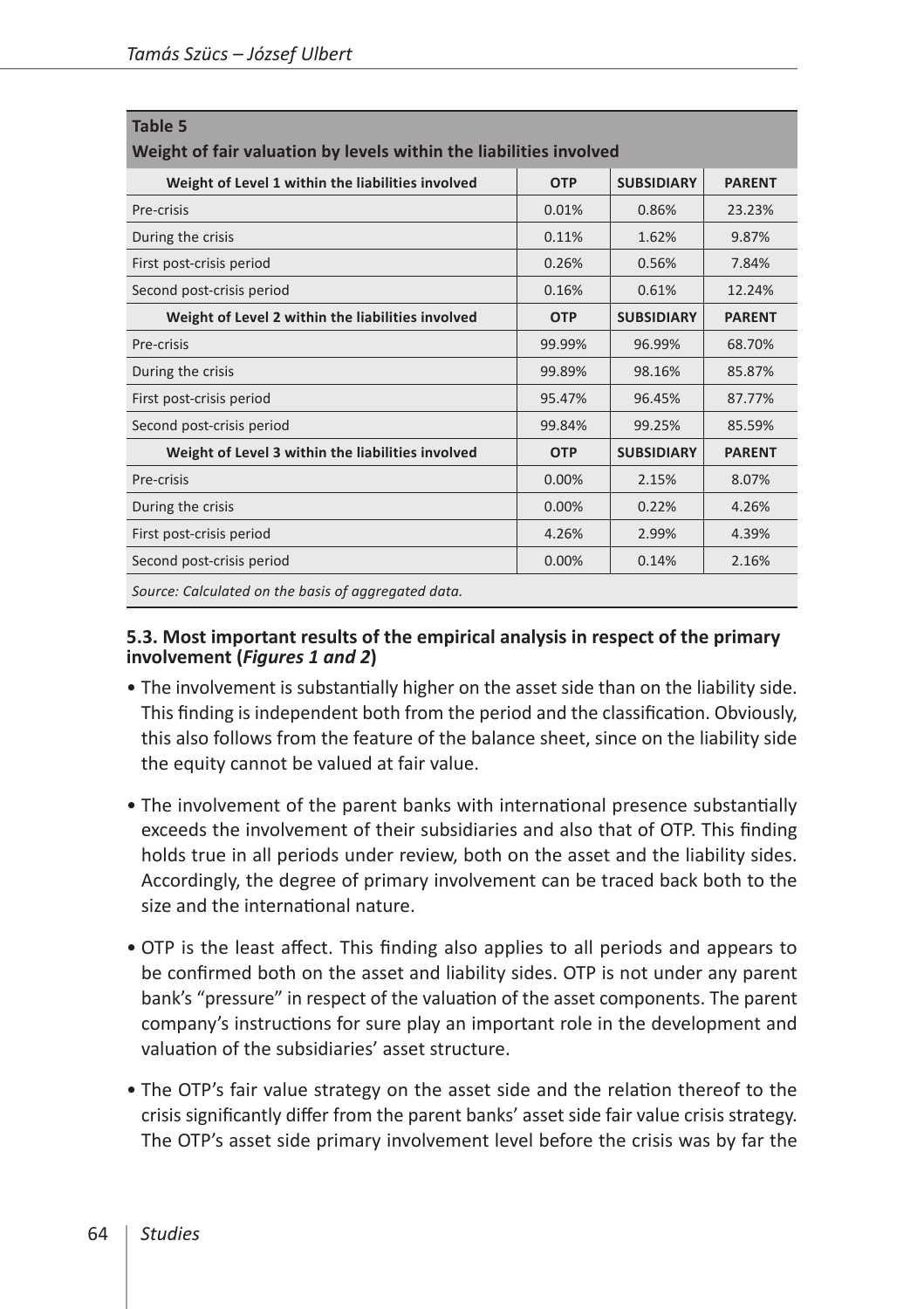**Table 5**
**Weight of fair valuation by levels within the liabilities involved**

| Weight of Level 1 within the liabilities involved | OTP | SUBSIDIARY | PARENT |
|---|---|---|---|
| Pre-crisis | 0.01% | 0.86% | 23.23% |
| During the crisis | 0.11% | 1.62% | 9.87% |
| First post-crisis period | 0.26% | 0.56% | 7.84% |
| Second post-crisis period | 0.16% | 0.61% | 12.24% |
| **Weight of Level 2 within the liabilities involved** | **OTP** | **SUBSIDIARY** | **PARENT** |
| Pre-crisis | 99.99% | 96.99% | 68.70% |
| During the crisis | 99.89% | 98.16% | 85.87% |
| First post-crisis period | 95.47% | 96.45% | 87.77% |
| Second post-crisis period | 99.84% | 99.25% | 85.59% |
| **Weight of Level 3 within the liabilities involved** | **OTP** | **SUBSIDIARY** | **PARENT** |
| Pre-crisis | 0.00% | 2.15% | 8.07% |
| During the crisis | 0.00% | 0.22% | 4.26% |
| First post-crisis period | 4.26% | 2.99% | 4.39% |
| Second post-crisis period | 0.00% | 0.14% | 2.16% |

*Source: Calculated on the basis of aggregated data.*

### 5.3. Most important results of the empirical analysis in respect of the primary involvement (*Figures 1 and 2*)

- The involvement is substantially higher on the asset side than on the liability side. This finding is independent both from the period and the classification. Obviously, this also follows from the feature of the balance sheet, since on the liability side the equity cannot be valued at fair value.
- The involvement of the parent banks with international presence substantially exceeds the involvement of their subsidiaries and also that of OTP. This finding holds true in all periods under review, both on the asset and the liability sides. Accordingly, the degree of primary involvement can be traced back both to the size and the international nature.
- OTP is the least affect. This finding also applies to all periods and appears to be confirmed both on the asset and liability sides. OTP is not under any parent bank's "pressure" in respect of the valuation of the asset components. The parent company's instructions for sure play an important role in the development and valuation of the subsidiaries' asset structure.
- The OTP's fair value strategy on the asset side and the relation thereof to the crisis significantly differ from the parent banks' asset side fair value crisis strategy. The OTP's asset side primary involvement level before the crisis was by far the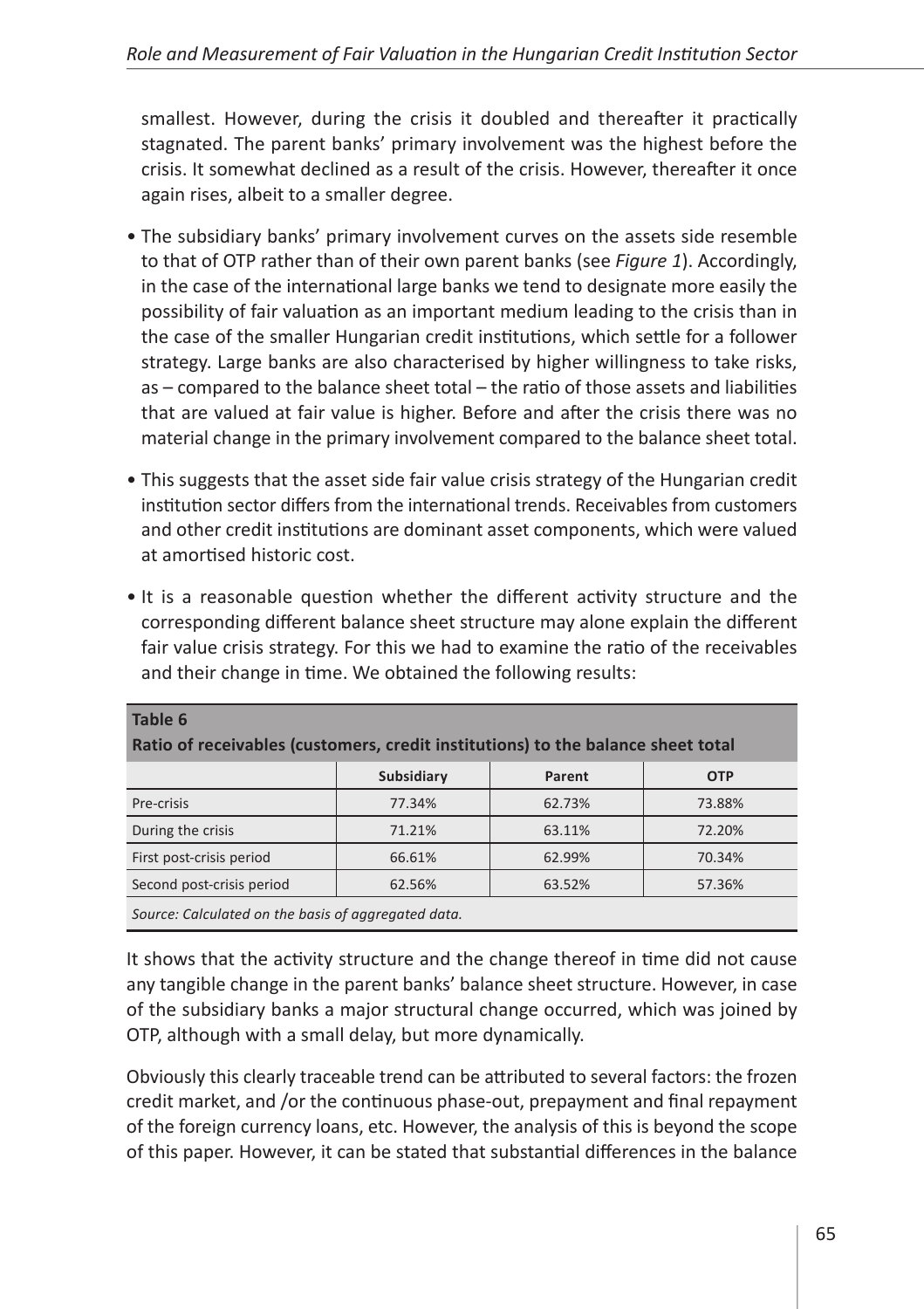smallest. However, during the crisis it doubled and thereafter it practically stagnated. The parent banks' primary involvement was the highest before the crisis. It somewhat declined as a result of the crisis. However, thereafter it once again rises, albeit to a smaller degree.

- The subsidiary banks' primary involvement curves on the assets side resemble to that of OTP rather than of their own parent banks (see *Figure 1*). Accordingly, in the case of the international large banks we tend to designate more easily the possibility of fair valuation as an important medium leading to the crisis than in the case of the smaller Hungarian credit institutions, which settle for a follower strategy. Large banks are also characterised by higher willingness to take risks, as – compared to the balance sheet total – the ratio of those assets and liabilities that are valued at fair value is higher. Before and after the crisis there was no material change in the primary involvement compared to the balance sheet total.
- This suggests that the asset side fair value crisis strategy of the Hungarian credit institution sector differs from the international trends. Receivables from customers and other credit institutions are dominant asset components, which were valued at amortised historic cost.
- It is a reasonable question whether the different activity structure and the corresponding different balance sheet structure may alone explain the different fair value crisis strategy. For this we had to examine the ratio of the receivables and their change in time. We obtained the following results:

**Table 6**
**Ratio of receivables (customers, credit institutions) to the balance sheet total**

| | Subsidiary | Parent | OTP |
|---|---|---|---|
| Pre-crisis | 77.34% | 62.73% | 73.88% |
| During the crisis | 71.21% | 63.11% | 72.20% |
| First post-crisis period | 66.61% | 62.99% | 70.34% |
| Second post-crisis period | 62.56% | 63.52% | 57.36% |

*Source: Calculated on the basis of aggregated data.*

It shows that the activity structure and the change thereof in time did not cause any tangible change in the parent banks' balance sheet structure. However, in case of the subsidiary banks a major structural change occurred, which was joined by OTP, although with a small delay, but more dynamically.

Obviously this clearly traceable trend can be attributed to several factors: the frozen credit market, and /or the continuous phase-out, prepayment and final repayment of the foreign currency loans, etc. However, the analysis of this is beyond the scope of this paper. However, it can be stated that substantial differences in the balance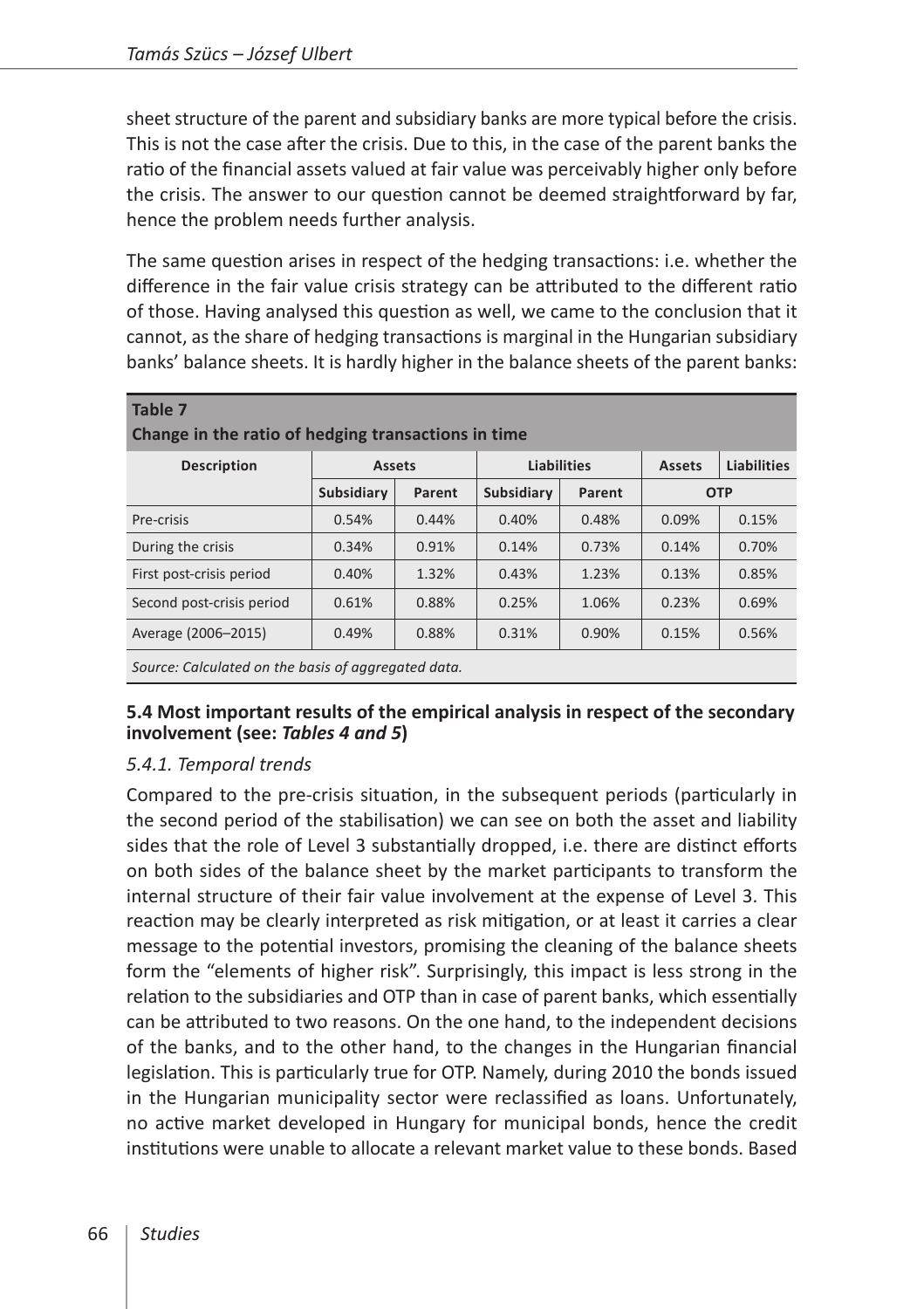sheet structure of the parent and subsidiary banks are more typical before the crisis. This is not the case after the crisis. Due to this, in the case of the parent banks the ratio of the financial assets valued at fair value was perceivably higher only before the crisis. The answer to our question cannot be deemed straightforward by far, hence the problem needs further analysis.

The same question arises in respect of the hedging transactions: i.e. whether the difference in the fair value crisis strategy can be attributed to the different ratio of those. Having analysed this question as well, we came to the conclusion that it cannot, as the share of hedging transactions is marginal in the Hungarian subsidiary banks' balance sheets. It is hardly higher in the balance sheets of the parent banks:

**Table 7**
**Change in the ratio of hedging transactions in time**

| Description | Assets | | Liabilities | | Assets | Liabilities |
|---|---|---|---|---|---|---|
| | Subsidiary | Parent | Subsidiary | Parent | OTP | |
| Pre-crisis | 0.54% | 0.44% | 0.40% | 0.48% | 0.09% | 0.15% |
| During the crisis | 0.34% | 0.91% | 0.14% | 0.73% | 0.14% | 0.70% |
| First post-crisis period | 0.40% | 1.32% | 0.43% | 1.23% | 0.13% | 0.85% |
| Second post-crisis period | 0.61% | 0.88% | 0.25% | 1.06% | 0.23% | 0.69% |
| Average (2006–2015) | 0.49% | 0.88% | 0.31% | 0.90% | 0.15% | 0.56% |

*Source: Calculated on the basis of aggregated data.*

### 5.4 Most important results of the empirical analysis in respect of the secondary involvement (see: *Tables 4 and 5*)

#### *5.4.1. Temporal trends*

Compared to the pre-crisis situation, in the subsequent periods (particularly in the second period of the stabilisation) we can see on both the asset and liability sides that the role of Level 3 substantially dropped, i.e. there are distinct efforts on both sides of the balance sheet by the market participants to transform the internal structure of their fair value involvement at the expense of Level 3. This reaction may be clearly interpreted as risk mitigation, or at least it carries a clear message to the potential investors, promising the cleaning of the balance sheets form the "elements of higher risk". Surprisingly, this impact is less strong in the relation to the subsidiaries and OTP than in case of parent banks, which essentially can be attributed to two reasons. On the one hand, to the independent decisions of the banks, and to the other hand, to the changes in the Hungarian financial legislation. This is particularly true for OTP. Namely, during 2010 the bonds issued in the Hungarian municipality sector were reclassified as loans. Unfortunately, no active market developed in Hungary for municipal bonds, hence the credit institutions were unable to allocate a relevant market value to these bonds. Based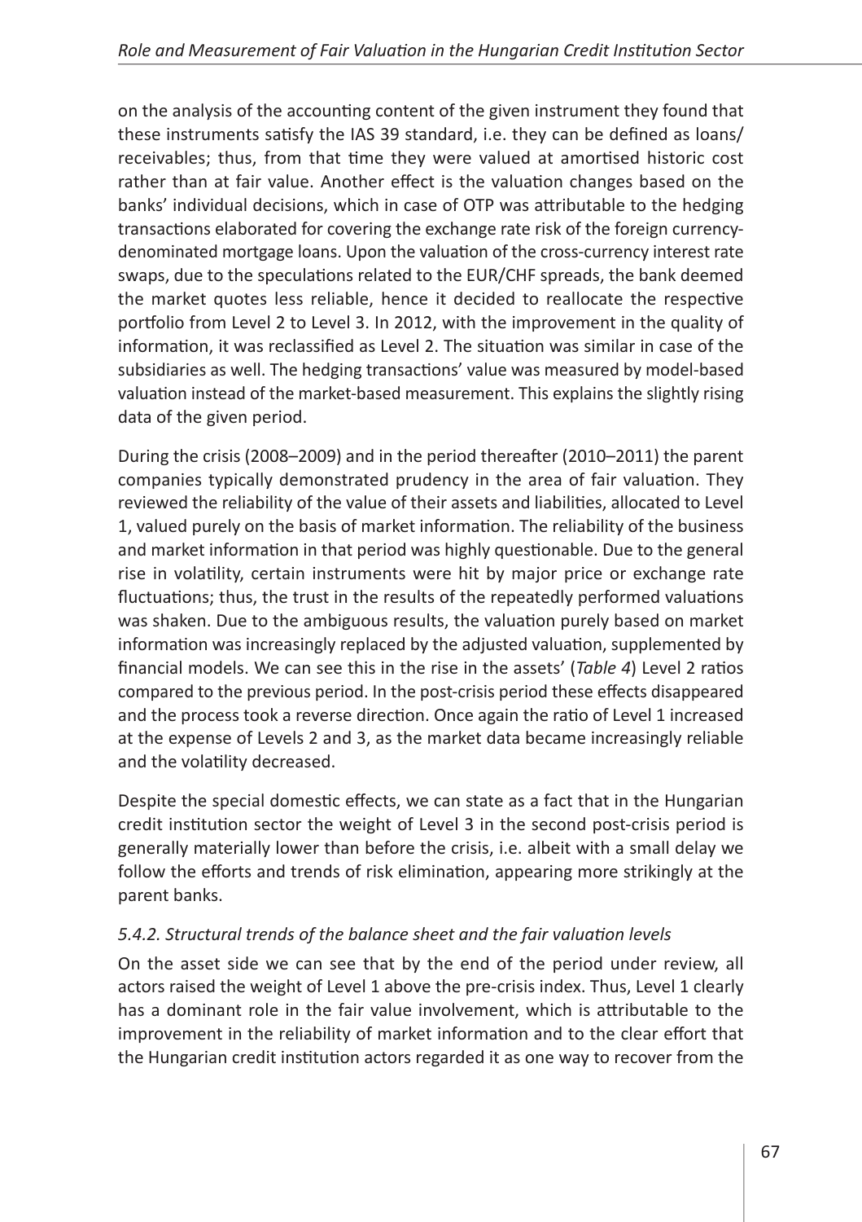on the analysis of the accounting content of the given instrument they found that these instruments satisfy the IAS 39 standard, i.e. they can be defined as loans/ receivables; thus, from that time they were valued at amortised historic cost rather than at fair value. Another effect is the valuation changes based on the banks' individual decisions, which in case of OTP was attributable to the hedging transactions elaborated for covering the exchange rate risk of the foreign currency-denominated mortgage loans. Upon the valuation of the cross-currency interest rate swaps, due to the speculations related to the EUR/CHF spreads, the bank deemed the market quotes less reliable, hence it decided to reallocate the respective portfolio from Level 2 to Level 3. In 2012, with the improvement in the quality of information, it was reclassified as Level 2. The situation was similar in case of the subsidiaries as well. The hedging transactions' value was measured by model-based valuation instead of the market-based measurement. This explains the slightly rising data of the given period.

During the crisis (2008–2009) and in the period thereafter (2010–2011) the parent companies typically demonstrated prudency in the area of fair valuation. They reviewed the reliability of the value of their assets and liabilities, allocated to Level 1, valued purely on the basis of market information. The reliability of the business and market information in that period was highly questionable. Due to the general rise in volatility, certain instruments were hit by major price or exchange rate fluctuations; thus, the trust in the results of the repeatedly performed valuations was shaken. Due to the ambiguous results, the valuation purely based on market information was increasingly replaced by the adjusted valuation, supplemented by financial models. We can see this in the rise in the assets' (*Table 4*) Level 2 ratios compared to the previous period. In the post-crisis period these effects disappeared and the process took a reverse direction. Once again the ratio of Level 1 increased at the expense of Levels 2 and 3, as the market data became increasingly reliable and the volatility decreased.

Despite the special domestic effects, we can state as a fact that in the Hungarian credit institution sector the weight of Level 3 in the second post-crisis period is generally materially lower than before the crisis, i.e. albeit with a small delay we follow the efforts and trends of risk elimination, appearing more strikingly at the parent banks.

### *5.4.2. Structural trends of the balance sheet and the fair valuation levels*

On the asset side we can see that by the end of the period under review, all actors raised the weight of Level 1 above the pre-crisis index. Thus, Level 1 clearly has a dominant role in the fair value involvement, which is attributable to the improvement in the reliability of market information and to the clear effort that the Hungarian credit institution actors regarded it as one way to recover from the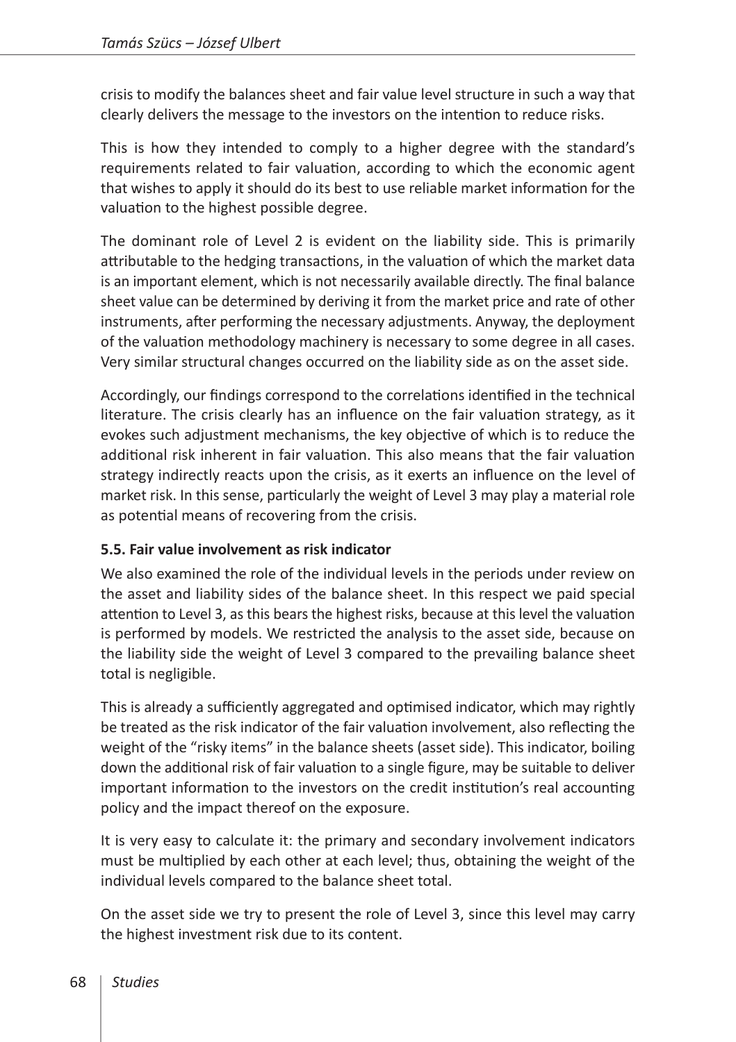crisis to modify the balances sheet and fair value level structure in such a way that clearly delivers the message to the investors on the intention to reduce risks.

This is how they intended to comply to a higher degree with the standard's requirements related to fair valuation, according to which the economic agent that wishes to apply it should do its best to use reliable market information for the valuation to the highest possible degree.

The dominant role of Level 2 is evident on the liability side. This is primarily attributable to the hedging transactions, in the valuation of which the market data is an important element, which is not necessarily available directly. The final balance sheet value can be determined by deriving it from the market price and rate of other instruments, after performing the necessary adjustments. Anyway, the deployment of the valuation methodology machinery is necessary to some degree in all cases. Very similar structural changes occurred on the liability side as on the asset side.

Accordingly, our findings correspond to the correlations identified in the technical literature. The crisis clearly has an influence on the fair valuation strategy, as it evokes such adjustment mechanisms, the key objective of which is to reduce the additional risk inherent in fair valuation. This also means that the fair valuation strategy indirectly reacts upon the crisis, as it exerts an influence on the level of market risk. In this sense, particularly the weight of Level 3 may play a material role as potential means of recovering from the crisis.

### 5.5. Fair value involvement as risk indicator

We also examined the role of the individual levels in the periods under review on the asset and liability sides of the balance sheet. In this respect we paid special attention to Level 3, as this bears the highest risks, because at this level the valuation is performed by models. We restricted the analysis to the asset side, because on the liability side the weight of Level 3 compared to the prevailing balance sheet total is negligible.

This is already a sufficiently aggregated and optimised indicator, which may rightly be treated as the risk indicator of the fair valuation involvement, also reflecting the weight of the "risky items" in the balance sheets (asset side). This indicator, boiling down the additional risk of fair valuation to a single figure, may be suitable to deliver important information to the investors on the credit institution's real accounting policy and the impact thereof on the exposure.

It is very easy to calculate it: the primary and secondary involvement indicators must be multiplied by each other at each level; thus, obtaining the weight of the individual levels compared to the balance sheet total.

On the asset side we try to present the role of Level 3, since this level may carry the highest investment risk due to its content.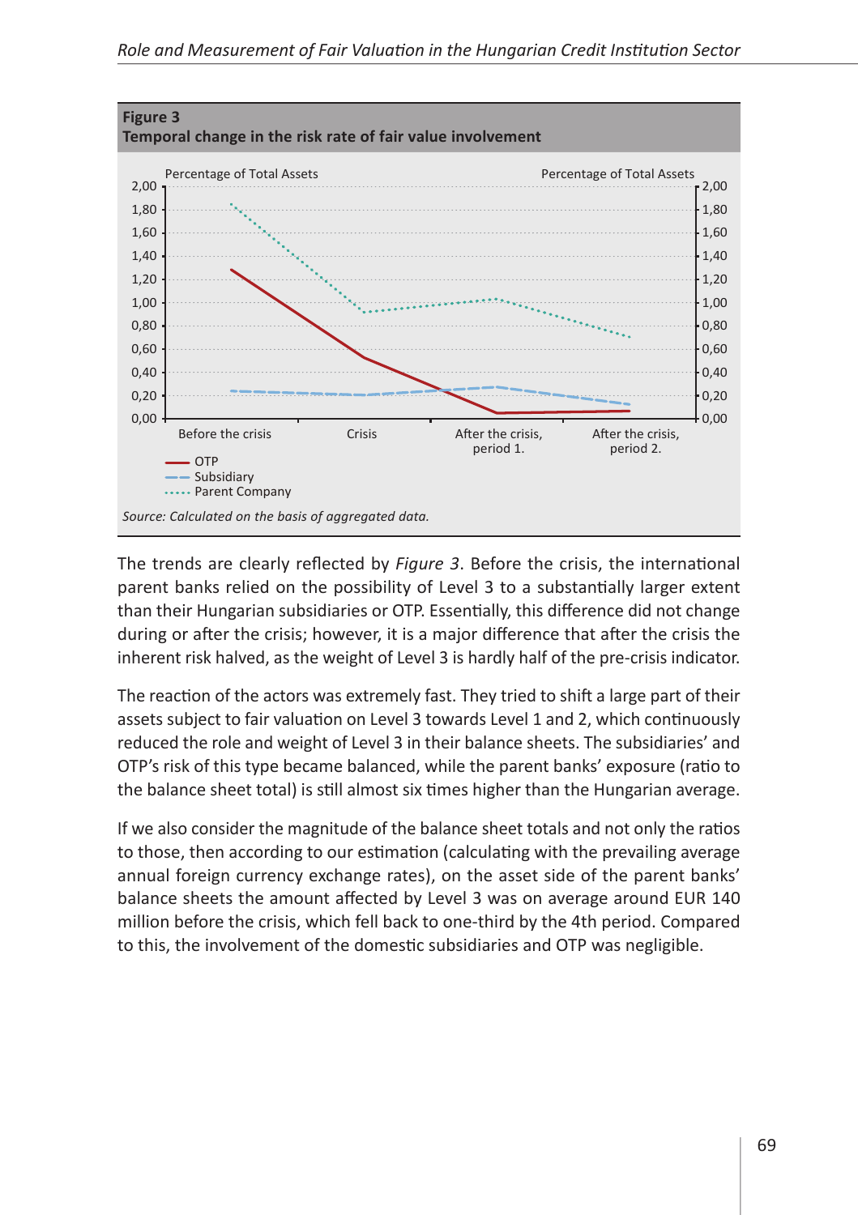**Figure 3**
**Temporal change in the risk rate of fair value involvement**

Source: Calculated on the basis of aggregated data.

The trends are clearly reflected by *Figure 3*. Before the crisis, the international parent banks relied on the possibility of Level 3 to a substantially larger extent than their Hungarian subsidiaries or OTP. Essentially, this difference did not change during or after the crisis; however, it is a major difference that after the crisis the inherent risk halved, as the weight of Level 3 is hardly half of the pre-crisis indicator.

The reaction of the actors was extremely fast. They tried to shift a large part of their assets subject to fair valuation on Level 3 towards Level 1 and 2, which continuously reduced the role and weight of Level 3 in their balance sheets. The subsidiaries' and OTP's risk of this type became balanced, while the parent banks' exposure (ratio to the balance sheet total) is still almost six times higher than the Hungarian average.

If we also consider the magnitude of the balance sheet totals and not only the ratios to those, then according to our estimation (calculating with the prevailing average annual foreign currency exchange rates), on the asset side of the parent banks' balance sheets the amount affected by Level 3 was on average around EUR 140 million before the crisis, which fell back to one-third by the 4th period. Compared to this, the involvement of the domestic subsidiaries and OTP was negligible.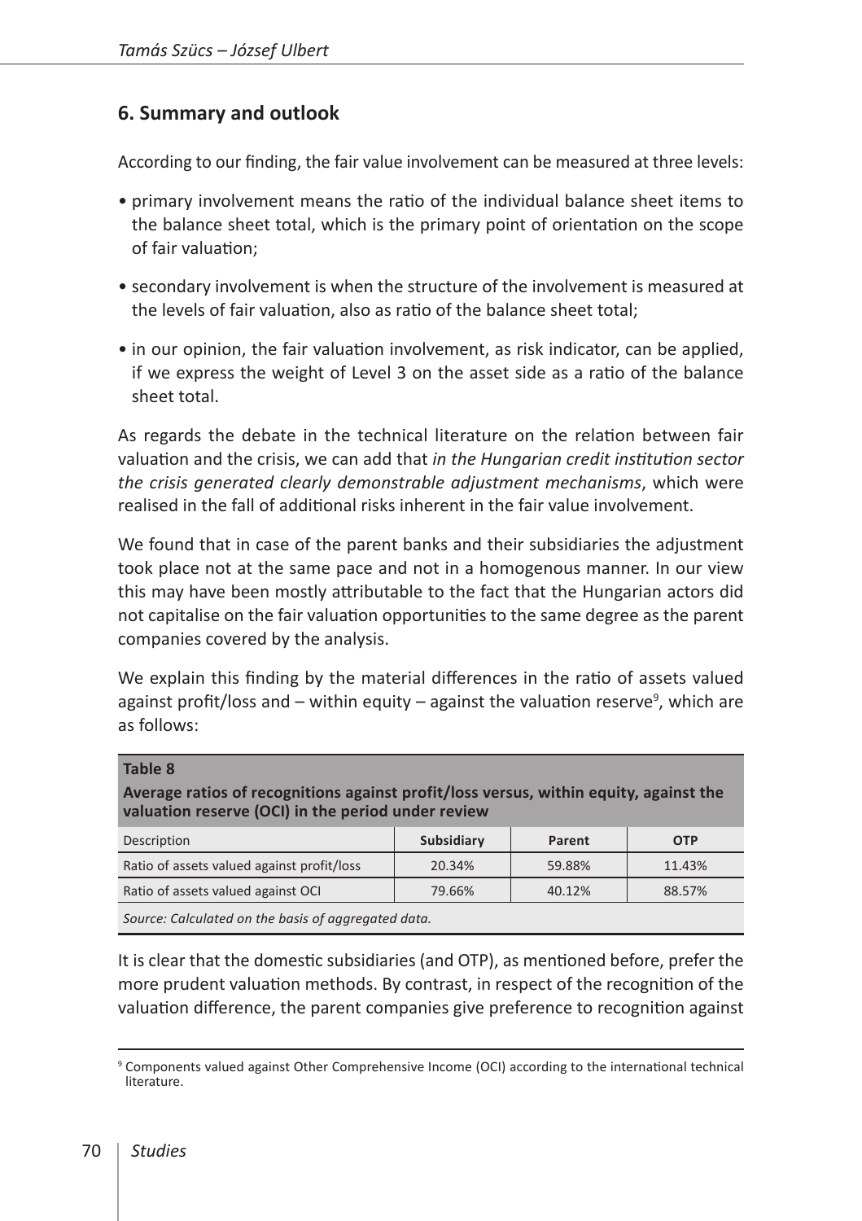## 6. Summary and outlook

According to our finding, the fair value involvement can be measured at three levels:

- primary involvement means the ratio of the individual balance sheet items to the balance sheet total, which is the primary point of orientation on the scope of fair valuation;
- secondary involvement is when the structure of the involvement is measured at the levels of fair valuation, also as ratio of the balance sheet total;
- in our opinion, the fair valuation involvement, as risk indicator, can be applied, if we express the weight of Level 3 on the asset side as a ratio of the balance sheet total.

As regards the debate in the technical literature on the relation between fair valuation and the crisis, we can add that *in the Hungarian credit institution sector the crisis generated clearly demonstrable adjustment mechanisms*, which were realised in the fall of additional risks inherent in the fair value involvement.

We found that in case of the parent banks and their subsidiaries the adjustment took place not at the same pace and not in a homogenous manner. In our view this may have been mostly attributable to the fact that the Hungarian actors did not capitalise on the fair valuation opportunities to the same degree as the parent companies covered by the analysis.

We explain this finding by the material differences in the ratio of assets valued against profit/loss and – within equity – against the valuation reserve[9], which are as follows:

**Table 8**

**Average ratios of recognitions against profit/loss versus, within equity, against the valuation reserve (OCI) in the period under review**

| Description | Subsidiary | Parent | OTP |
|---|---|---|---|
| Ratio of assets valued against profit/loss | 20.34% | 59.88% | 11.43% |
| Ratio of assets valued against OCI | 79.66% | 40.12% | 88.57% |

*Source: Calculated on the basis of aggregated data.*

It is clear that the domestic subsidiaries (and OTP), as mentioned before, prefer the more prudent valuation methods. By contrast, in respect of the recognition of the valuation difference, the parent companies give preference to recognition against

[9] Components valued against Other Comprehensive Income (OCI) according to the international technical literature.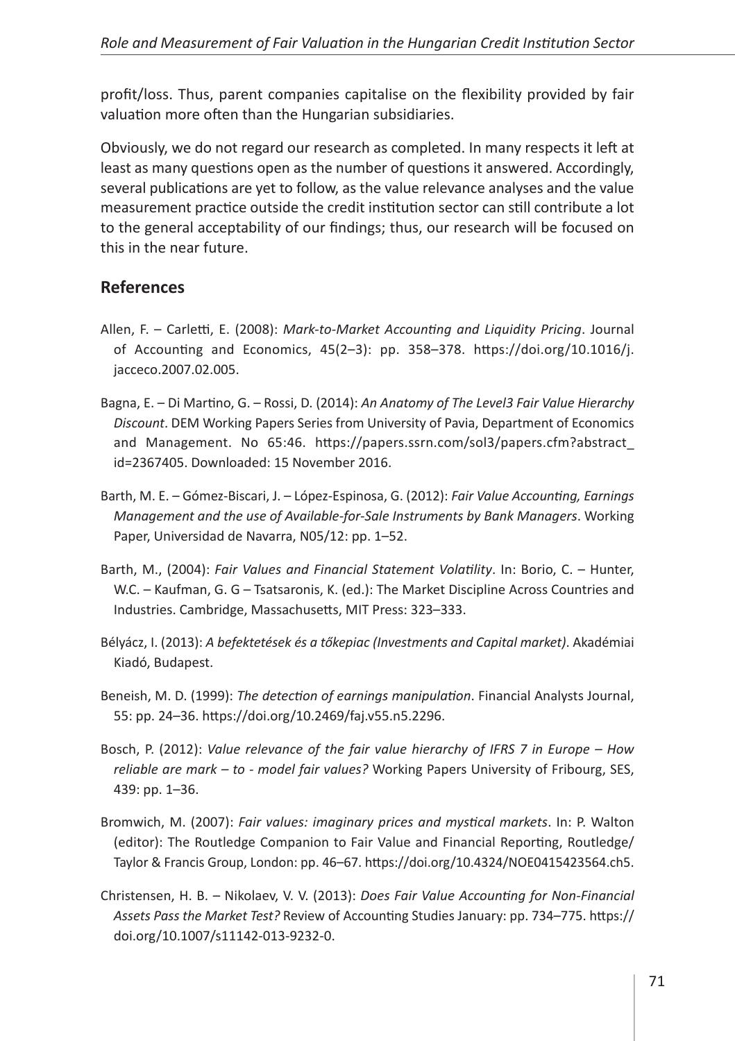profit/loss. Thus, parent companies capitalise on the flexibility provided by fair valuation more often than the Hungarian subsidiaries.

Obviously, we do not regard our research as completed. In many respects it left at least as many questions open as the number of questions it answered. Accordingly, several publications are yet to follow, as the value relevance analyses and the value measurement practice outside the credit institution sector can still contribute a lot to the general acceptability of our findings; thus, our research will be focused on this in the near future.

## References

Allen, F. – Carletti, E. (2008): *Mark-to-Market Accounting and Liquidity Pricing*. Journal of Accounting and Economics, 45(2–3): pp. 358–378. https://doi.org/10.1016/j.jacceco.2007.02.005.

Bagna, E. – Di Martino, G. – Rossi, D. (2014): *An Anatomy of The Level3 Fair Value Hierarchy Discount*. DEM Working Papers Series from University of Pavia, Department of Economics and Management. No 65:46. https://papers.ssrn.com/sol3/papers.cfm?abstract_id=2367405. Downloaded: 15 November 2016.

Barth, M. E. – Gómez-Biscari, J. – López-Espinosa, G. (2012): *Fair Value Accounting, Earnings Management and the use of Available-for-Sale Instruments by Bank Managers*. Working Paper, Universidad de Navarra, N05/12: pp. 1–52.

Barth, M., (2004): *Fair Values and Financial Statement Volatility*. In: Borio, C. – Hunter, W.C. – Kaufman, G. G – Tsatsaronis, K. (ed.): The Market Discipline Across Countries and Industries. Cambridge, Massachusetts, MIT Press: 323–333.

Bélyácz, I. (2013): *A befektetések és a tőkepiac (Investments and Capital market)*. Akadémiai Kiadó, Budapest.

Beneish, M. D. (1999): *The detection of earnings manipulation*. Financial Analysts Journal, 55: pp. 24–36. https://doi.org/10.2469/faj.v55.n5.2296.

Bosch, P. (2012): *Value relevance of the fair value hierarchy of IFRS 7 in Europe – How reliable are mark – to - model fair values?* Working Papers University of Fribourg, SES, 439: pp. 1–36.

Bromwich, M. (2007): *Fair values: imaginary prices and mystical markets*. In: P. Walton (editor): The Routledge Companion to Fair Value and Financial Reporting, Routledge/ Taylor & Francis Group, London: pp. 46–67. https://doi.org/10.4324/NOE0415423564.ch5.

Christensen, H. B. – Nikolaev, V. V. (2013): *Does Fair Value Accounting for Non-Financial Assets Pass the Market Test?* Review of Accounting Studies January: pp. 734–775. https://doi.org/10.1007/s11142-013-9232-0.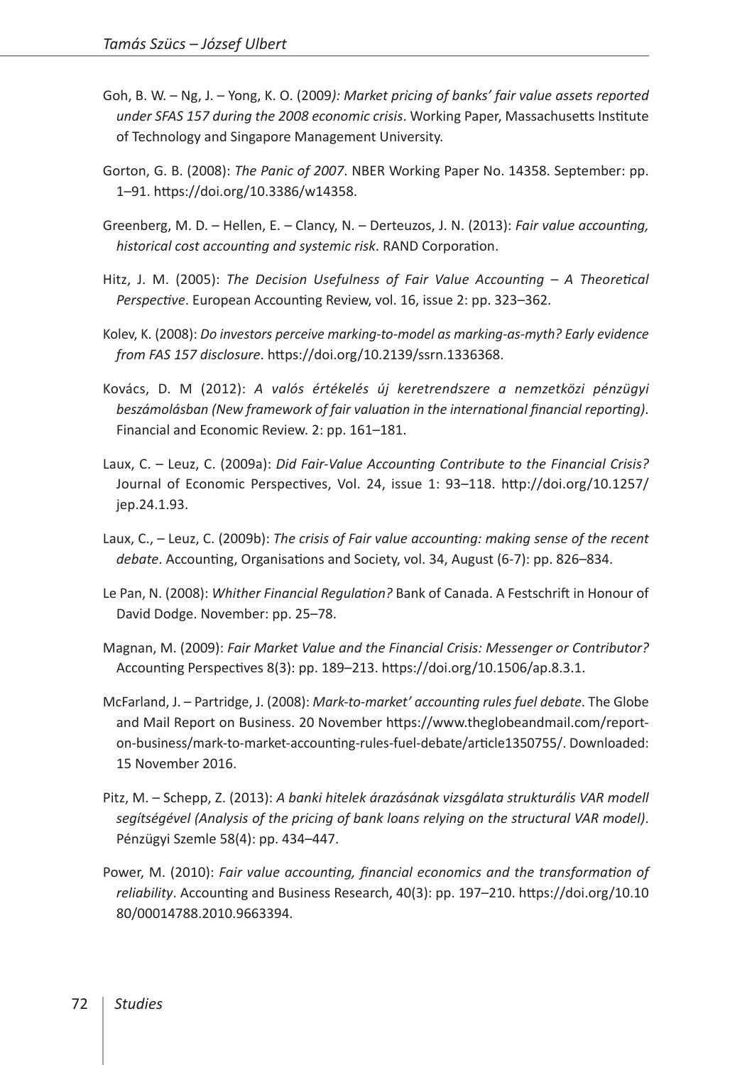Goh, B. W. – Ng, J. – Yong, K. O. (2009*): Market pricing of banks' fair value assets reported under SFAS 157 during the 2008 economic crisis*. Working Paper, Massachusetts Institute of Technology and Singapore Management University.

Gorton, G. B. (2008): *The Panic of 2007*. NBER Working Paper No. 14358. September: pp. 1–91. https://doi.org/10.3386/w14358.

Greenberg, M. D. – Hellen, E. – Clancy, N. – Derteuzos, J. N. (2013): *Fair value accounting, historical cost accounting and systemic risk*. RAND Corporation.

Hitz, J. M. (2005): *The Decision Usefulness of Fair Value Accounting – A Theoretical Perspective*. European Accounting Review, vol. 16, issue 2: pp. 323–362.

Kolev, K. (2008): *Do investors perceive marking-to-model as marking-as-myth? Early evidence from FAS 157 disclosure*. https://doi.org/10.2139/ssrn.1336368.

Kovács, D. M (2012): *A valós értékelés új keretrendszere a nemzetközi pénzügyi beszámolásban (New framework of fair valuation in the international financial reporting)*. Financial and Economic Review. 2: pp. 161–181.

Laux, C. – Leuz, C. (2009a): *Did Fair-Value Accounting Contribute to the Financial Crisis?* Journal of Economic Perspectives, Vol. 24, issue 1: 93–118. http://doi.org/10.1257/jep.24.1.93.

Laux, C., – Leuz, C. (2009b): *The crisis of Fair value accounting: making sense of the recent debate*. Accounting, Organisations and Society, vol. 34, August (6-7): pp. 826–834.

Le Pan, N. (2008): *Whither Financial Regulation?* Bank of Canada. A Festschrift in Honour of David Dodge. November: pp. 25–78.

Magnan, M. (2009): *Fair Market Value and the Financial Crisis: Messenger or Contributor?* Accounting Perspectives 8(3): pp. 189–213. https://doi.org/10.1506/ap.8.3.1.

McFarland, J. – Partridge, J. (2008): *Mark-to-market' accounting rules fuel debate*. The Globe and Mail Report on Business. 20 November https://www.theglobeandmail.com/report-on-business/mark-to-market-accounting-rules-fuel-debate/article1350755/. Downloaded: 15 November 2016.

Pitz, M. – Schepp, Z. (2013): *A banki hitelek árazásának vizsgálata strukturális VAR modell segítségével (Analysis of the pricing of bank loans relying on the structural VAR model)*. Pénzügyi Szemle 58(4): pp. 434–447.

Power, M. (2010): *Fair value accounting, financial economics and the transformation of reliability*. Accounting and Business Research, 40(3): pp. 197–210. https://doi.org/10.1080/00014788.2010.9663394.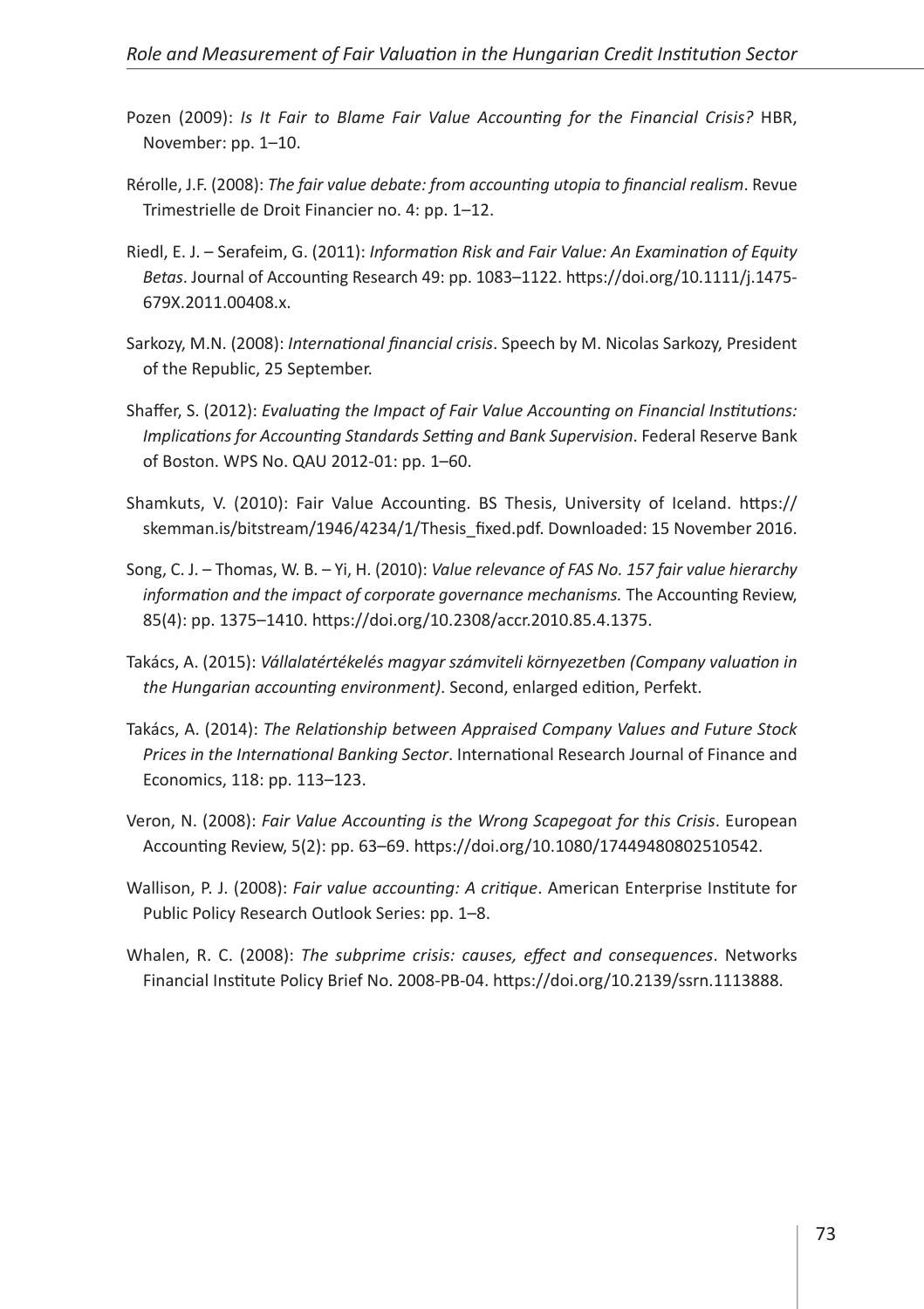Pozen (2009): *Is It Fair to Blame Fair Value Accounting for the Financial Crisis?* HBR, November: pp. 1–10.

Rérolle, J.F. (2008): *The fair value debate: from accounting utopia to financial realism*. Revue Trimestrielle de Droit Financier no. 4: pp. 1–12.

Riedl, E. J. – Serafeim, G. (2011): *Information Risk and Fair Value: An Examination of Equity Betas*. Journal of Accounting Research 49: pp. 1083–1122. https://doi.org/10.1111/j.1475-679X.2011.00408.x.

Sarkozy, M.N. (2008): *International financial crisis*. Speech by M. Nicolas Sarkozy, President of the Republic, 25 September.

Shaffer, S. (2012): *Evaluating the Impact of Fair Value Accounting on Financial Institutions: Implications for Accounting Standards Setting and Bank Supervision*. Federal Reserve Bank of Boston. WPS No. QAU 2012-01: pp. 1–60.

Shamkuts, V. (2010): Fair Value Accounting. BS Thesis, University of Iceland. https://skemman.is/bitstream/1946/4234/1/Thesis_fixed.pdf. Downloaded: 15 November 2016.

Song, C. J. – Thomas, W. B. – Yi, H. (2010): *Value relevance of FAS No. 157 fair value hierarchy information and the impact of corporate governance mechanisms.* The Accounting Review, 85(4): pp. 1375–1410. https://doi.org/10.2308/accr.2010.85.4.1375.

Takács, A. (2015): *Vállalatértékelés magyar számviteli környezetben (Company valuation in the Hungarian accounting environment)*. Second, enlarged edition, Perfekt.

Takács, A. (2014): *The Relationship between Appraised Company Values and Future Stock Prices in the International Banking Sector*. International Research Journal of Finance and Economics, 118: pp. 113–123.

Veron, N. (2008): *Fair Value Accounting is the Wrong Scapegoat for this Crisis*. European Accounting Review, 5(2): pp. 63–69. https://doi.org/10.1080/17449480802510542.

Wallison, P. J. (2008): *Fair value accounting: A critique*. American Enterprise Institute for Public Policy Research Outlook Series: pp. 1–8.

Whalen, R. C. (2008): *The subprime crisis: causes, effect and consequences*. Networks Financial Institute Policy Brief No. 2008-PB-04. https://doi.org/10.2139/ssrn.1113888.